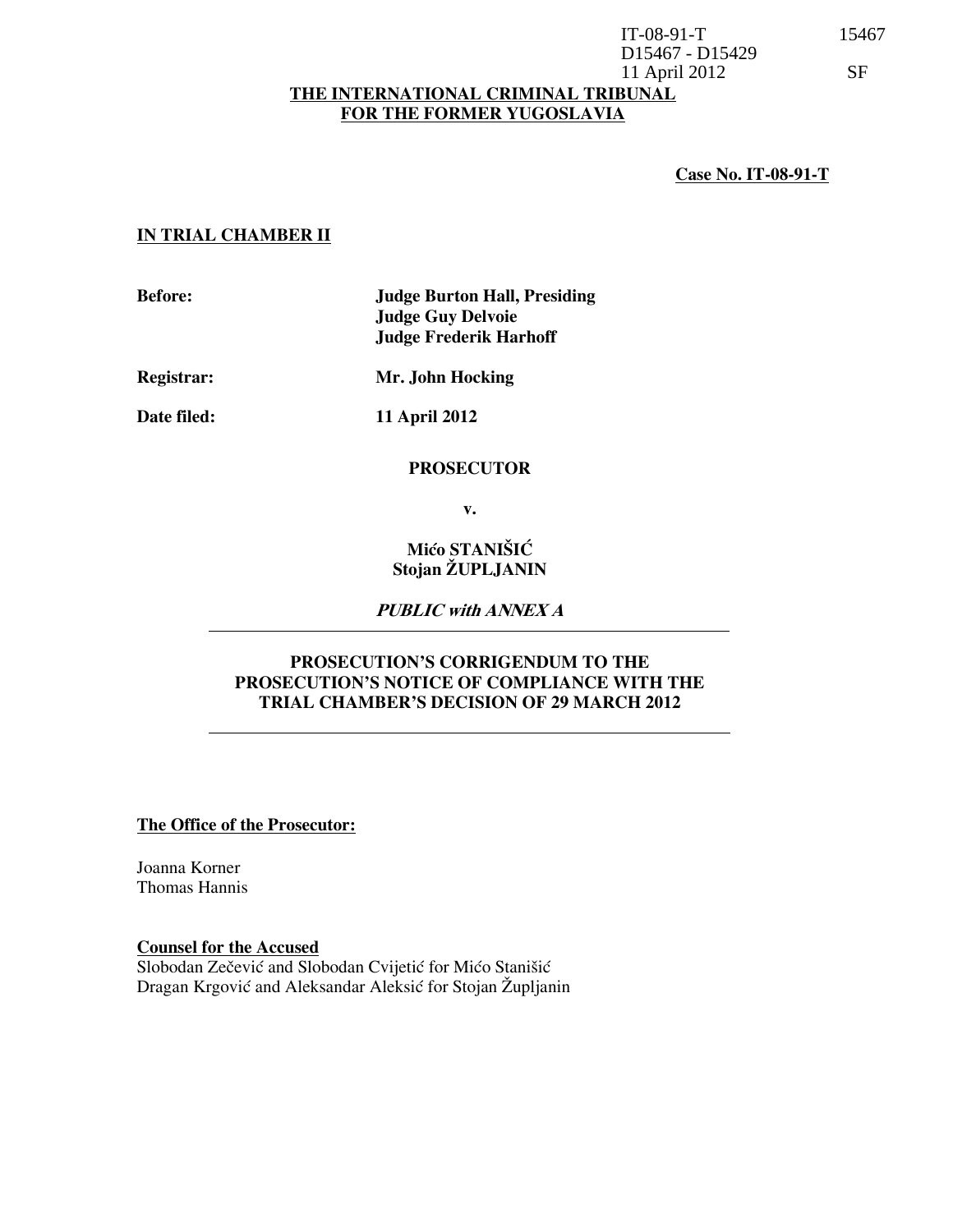IT-08-91-T 15467
D15467 - D15429
11 April 2012 SF

**THE INTERNATIONAL CRIMINAL TRIBUNAL FOR THE FORMER YUGOSLAVIA**

**Case No. IT-08-91-T**

**IN TRIAL CHAMBER II**

| | |
|---|---|
| **Before:** | **Judge Burton Hall, Presiding** |
| | **Judge Guy Delvoie** |
| | **Judge Frederik Harhoff** |
| **Registrar:** | **Mr. John Hocking** |
| **Date filed:** | **11 April 2012** |

**PROSECUTOR**

**v.**

**Mićo STANIŠIĆ**
**Stojan ŽUPLJANIN**

***PUBLIC with ANNEX A***

**PROSECUTION'S CORRIGENDUM TO THE PROSECUTION'S NOTICE OF COMPLIANCE WITH THE TRIAL CHAMBER'S DECISION OF 29 MARCH 2012**

**The Office of the Prosecutor:**

Joanna Korner
Thomas Hannis

**Counsel for the Accused**

Slobodan Zečević and Slobodan Cvijetić for Mićo Stanišić
Dragan Krgović and Aleksandar Aleksić for Stojan Župljanin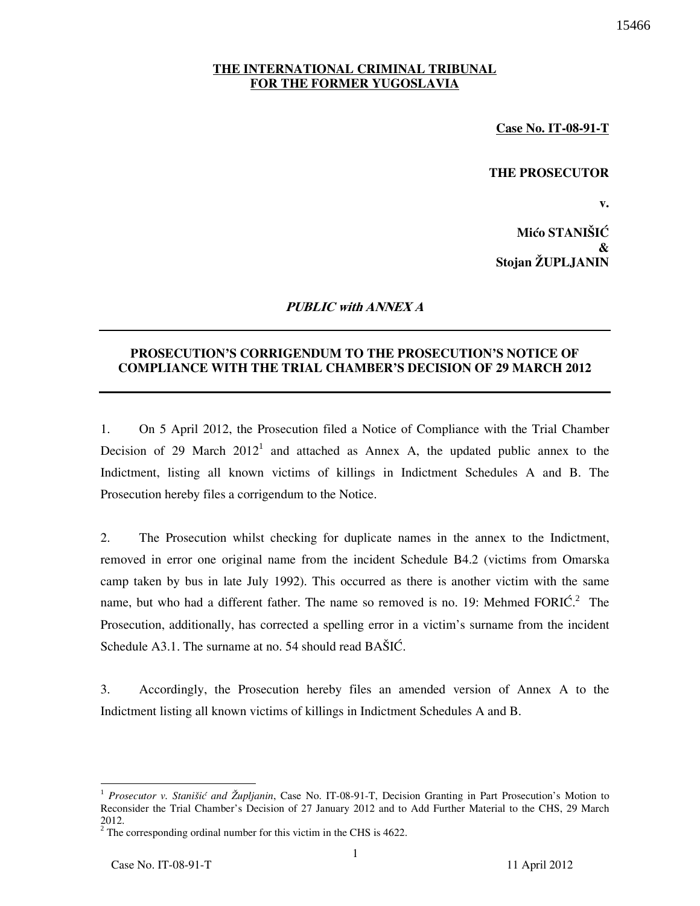**THE INTERNATIONAL CRIMINAL TRIBUNAL FOR THE FORMER YUGOSLAVIA**

**Case No. IT-08-91-T**

**THE PROSECUTOR**

**v.**

**Mićo STANIŠIĆ**
**&**
**Stojan ŽUPLJANIN**

***PUBLIC with ANNEX A***

---

**PROSECUTION'S CORRIGENDUM TO THE PROSECUTION'S NOTICE OF COMPLIANCE WITH THE TRIAL CHAMBER'S DECISION OF 29 MARCH 2012**

---

1. On 5 April 2012, the Prosecution filed a Notice of Compliance with the Trial Chamber Decision of 29 March 2012[1] and attached as Annex A, the updated public annex to the Indictment, listing all known victims of killings in Indictment Schedules A and B. The Prosecution hereby files a corrigendum to the Notice.

2. The Prosecution whilst checking for duplicate names in the annex to the Indictment, removed in error one original name from the incident Schedule B4.2 (victims from Omarska camp taken by bus in late July 1992). This occurred as there is another victim with the same name, but who had a different father. The name so removed is no. 19: Mehmed FORIĆ.[2] The Prosecution, additionally, has corrected a spelling error in a victim's surname from the incident Schedule A3.1. The surname at no. 54 should read BAŠIĆ.

3. Accordingly, the Prosecution hereby files an amended version of Annex A to the Indictment listing all known victims of killings in Indictment Schedules A and B.

---

[1] *Prosecutor v. Stanišić and Župljanin*, Case No. IT-08-91-T, Decision Granting in Part Prosecution's Motion to Reconsider the Trial Chamber's Decision of 27 January 2012 and to Add Further Material to the CHS, 29 March 2012.

[2] The corresponding ordinal number for this victim in the CHS is 4622.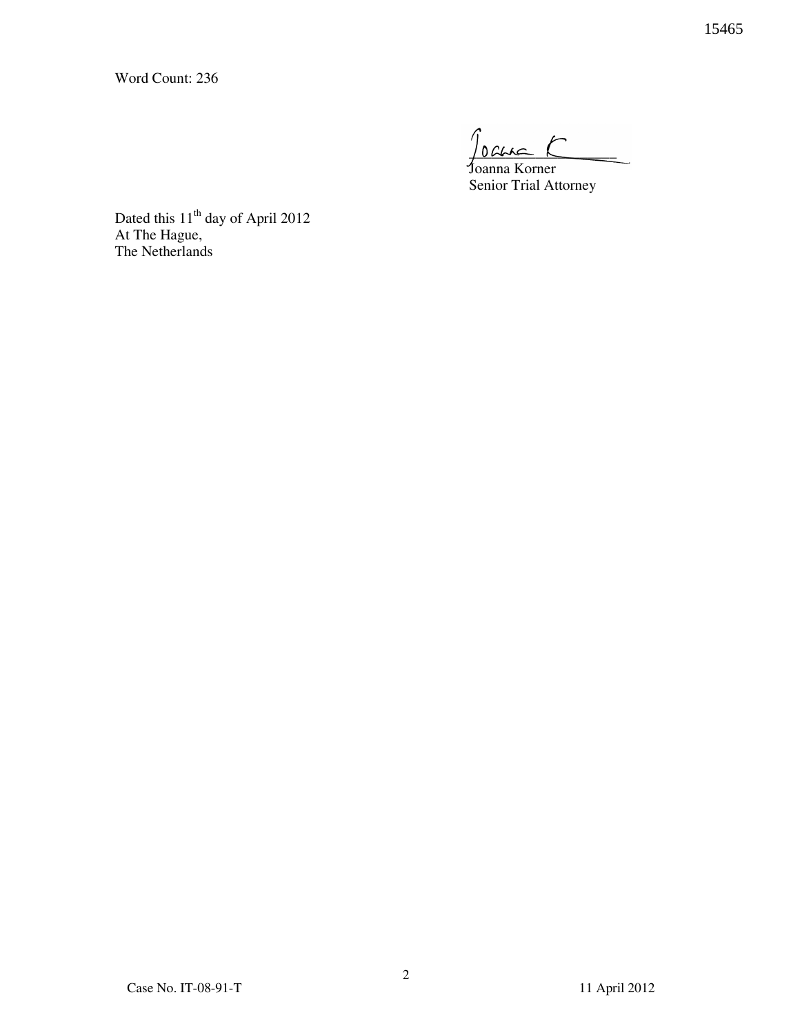Word Count: 236

Joanna Korner
Senior Trial Attorney

Dated this 11th day of April 2012
At The Hague,
The Netherlands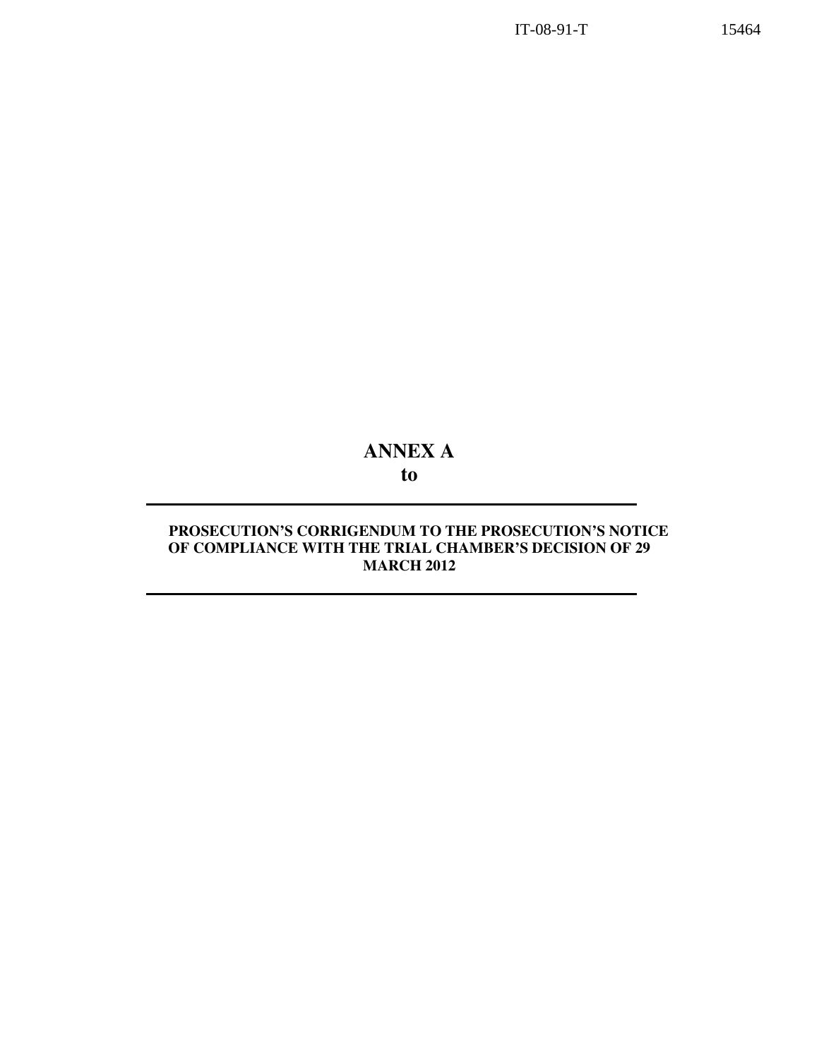# ANNEX A
## to

---

**PROSECUTION'S CORRIGENDUM TO THE PROSECUTION'S NOTICE OF COMPLIANCE WITH THE TRIAL CHAMBER'S DECISION OF 29 MARCH 2012**

---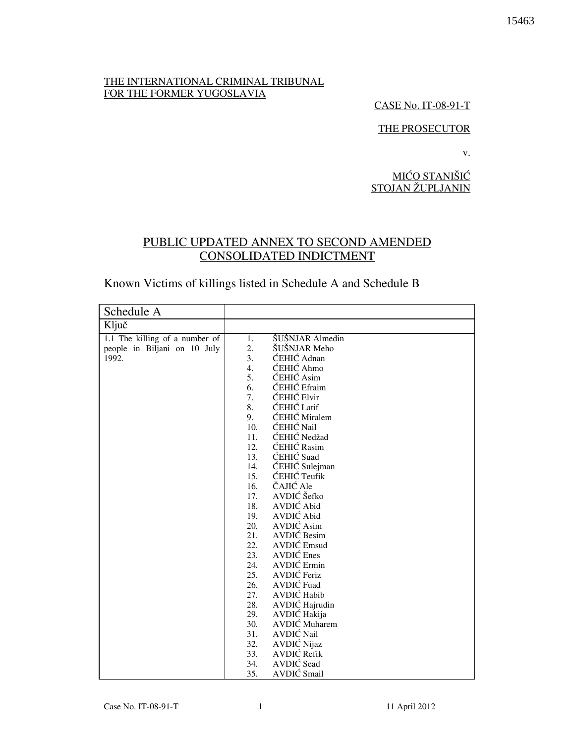THE INTERNATIONAL CRIMINAL TRIBUNAL
FOR THE FORMER YUGOSLAVIA

CASE No. IT-08-91-T

THE PROSECUTOR

v.

MIĆO STANIŠIĆ
STOJAN ŽUPLJANIN

# PUBLIC UPDATED ANNEX TO SECOND AMENDED CONSOLIDATED INDICTMENT

## Known Victims of killings listed in Schedule A and Schedule B

| Schedule A | |
|---|---|
| Ključ | |
| 1.1 The killing of a number of people in Biljani on 10 July 1992. | 1. ŠUŠNJAR Almedin<br>2. ŠUŠNJAR Meho<br>3. ĆEHIĆ Adnan<br>4. ĆEHIĆ Ahmo<br>5. ĆEHIĆ Asim<br>6. ĆEHIĆ Efraim<br>7. ĆEHIĆ Elvir<br>8. ĆEHIĆ Latif<br>9. ĆEHIĆ Miralem<br>10. ĆEHIĆ Nail<br>11. ĆEHIĆ Nedžad<br>12. ĆEHIĆ Rasim<br>13. ĆEHIĆ Suad<br>14. ĆEHIĆ Sulejman<br>15. ĆEHIĆ Teufik<br>16. ČAJIĆ Ale<br>17. AVDIĆ Šefko<br>18. AVDIĆ Abid<br>19. AVDIĆ Abid<br>20. AVDIĆ Asim<br>21. AVDIĆ Besim<br>22. AVDIĆ Emsud<br>23. AVDIĆ Enes<br>24. AVDIĆ Ermin<br>25. AVDIĆ Feriz<br>26. AVDIĆ Fuad<br>27. AVDIĆ Habib<br>28. AVDIĆ Hajrudin<br>29. AVDIĆ Hakija<br>30. AVDIĆ Muharem<br>31. AVDIĆ Nail<br>32. AVDIĆ Nijaz<br>33. AVDIĆ Refik<br>34. AVDIĆ Sead<br>35. AVDIĆ Smail |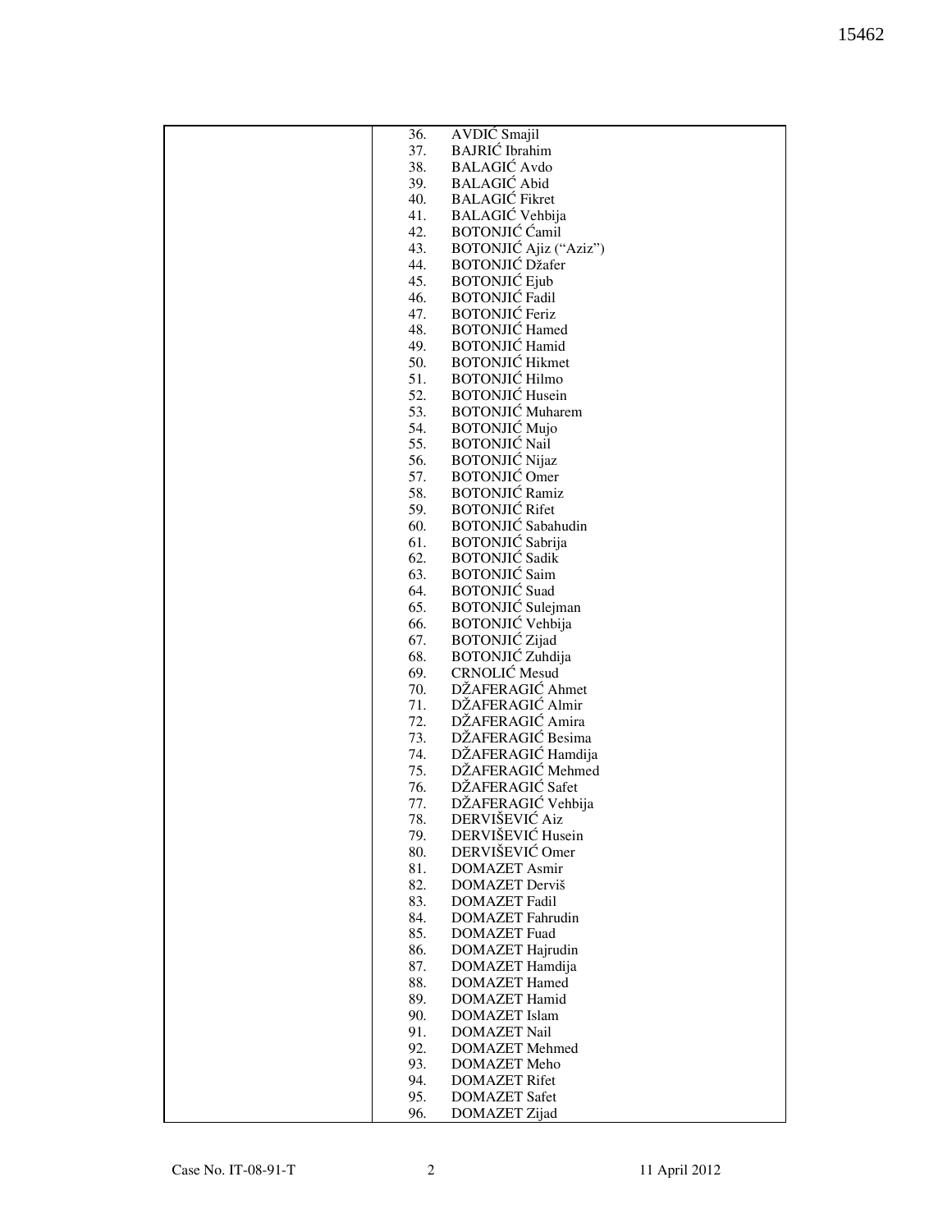| | |
|---|---|
| | 36. AVDIĆ Smajil<br>37. BAJRIĆ Ibrahim<br>38. BALAGIĆ Avdo<br>39. BALAGIĆ Abid<br>40. BALAGIĆ Fikret<br>41. BALAGIĆ Vehbija<br>42. BOTONJIĆ Ćamil<br>43. BOTONJIĆ Ajiz ("Aziz")<br>44. BOTONJIĆ Džafer<br>45. BOTONJIĆ Ejub<br>46. BOTONJIĆ Fadil<br>47. BOTONJIĆ Feriz<br>48. BOTONJIĆ Hamed<br>49. BOTONJIĆ Hamid<br>50. BOTONJIĆ Hikmet<br>51. BOTONJIĆ Hilmo<br>52. BOTONJIĆ Husein<br>53. BOTONJIĆ Muharem<br>54. BOTONJIĆ Mujo<br>55. BOTONJIĆ Nail<br>56. BOTONJIĆ Nijaz<br>57. BOTONJIĆ Omer<br>58. BOTONJIĆ Ramiz<br>59. BOTONJIĆ Rifet<br>60. BOTONJIĆ Sabahudin<br>61. BOTONJIĆ Sabrija<br>62. BOTONJIĆ Sadik<br>63. BOTONJIĆ Saim<br>64. BOTONJIĆ Suad<br>65. BOTONJIĆ Sulejman<br>66. BOTONJIĆ Vehbija<br>67. BOTONJIĆ Zijad<br>68. BOTONJIĆ Zuhdija<br>69. CRNOLIĆ Mesud<br>70. DŽAFERAGIĆ Ahmet<br>71. DŽAFERAGIĆ Almir<br>72. DŽAFERAGIĆ Amira<br>73. DŽAFERAGIĆ Besima<br>74. DŽAFERAGIĆ Hamdija<br>75. DŽAFERAGIĆ Mehmed<br>76. DŽAFERAGIĆ Safet<br>77. DŽAFERAGIĆ Vehbija<br>78. DERVIŠEVIĆ Aiz<br>79. DERVIŠEVIĆ Husein<br>80. DERVIŠEVIĆ Omer<br>81. DOMAZET Asmir<br>82. DOMAZET Derviš<br>83. DOMAZET Fadil<br>84. DOMAZET Fahrudin<br>85. DOMAZET Fuad<br>86. DOMAZET Hajrudin<br>87. DOMAZET Hamdija<br>88. DOMAZET Hamed<br>89. DOMAZET Hamid<br>90. DOMAZET Islam<br>91. DOMAZET Nail<br>92. DOMAZET Mehmed<br>93. DOMAZET Meho<br>94. DOMAZET Rifet<br>95. DOMAZET Safet<br>96. DOMAZET Zijad |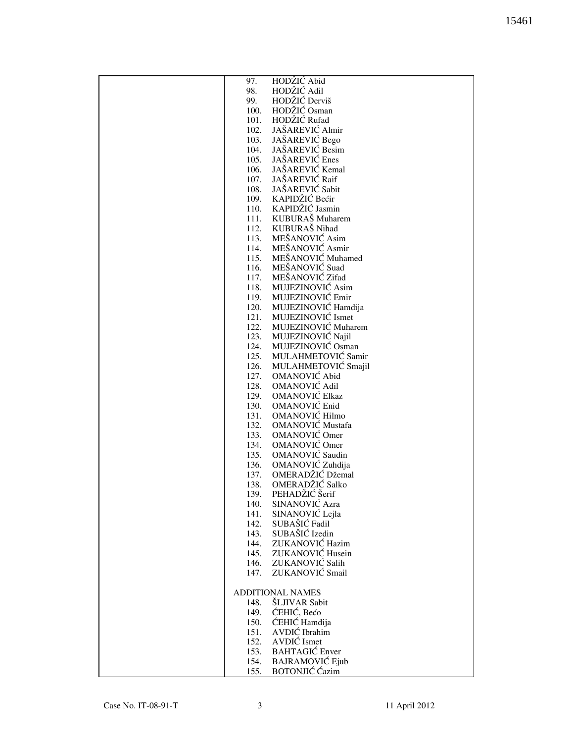| | 97. HODŽIĆ Abid<br>98. HODŽIĆ Adil<br>99. HODŽIĆ Derviš<br>100. HODŽIĆ Osman<br>101. HODŽIĆ Rufad<br>102. JAŠAREVIĆ Almir<br>103. JAŠAREVIĆ Bego<br>104. JAŠAREVIĆ Besim<br>105. JAŠAREVIĆ Enes<br>106. JAŠAREVIĆ Kemal<br>107. JAŠAREVIĆ Raif<br>108. JAŠAREVIĆ Sabit<br>109. KAPIDŽIĆ Bećir<br>110. KAPIDŽIĆ Jasmin<br>111. KUBURAŠ Muharem<br>112. KUBURAŠ Nihad<br>113. MEŠANOVIĆ Asim<br>114. MEŠANOVIĆ Asmir<br>115. MEŠANOVIĆ Muhamed<br>116. MEŠANOVIĆ Suad<br>117. MEŠANOVIĆ Zifad<br>118. MUJEZINOVIĆ Asim<br>119. MUJEZINOVIĆ Emir<br>120. MUJEZINOVIĆ Hamdija<br>121. MUJEZINOVIĆ Ismet<br>122. MUJEZINOVIĆ Muharem<br>123. MUJEZINOVIĆ Najil<br>124. MUJEZINOVIĆ Osman<br>125. MULAHMETOVIĆ Samir<br>126. MULAHMETOVIĆ Smajil<br>127. OMANOVIĆ Abid<br>128. OMANOVIĆ Adil<br>129. OMANOVIĆ Elkaz<br>130. OMANOVIĆ Enid<br>131. OMANOVIĆ Hilmo<br>132. OMANOVIĆ Mustafa<br>133. OMANOVIĆ Omer<br>134. OMANOVIĆ Omer<br>135. OMANOVIĆ Saudin<br>136. OMANOVIĆ Zuhdija<br>137. OMERADŽIĆ Džemal<br>138. OMERADŽIĆ Salko<br>139. PEHADŽIĆ Šerif<br>140. SINANOVIĆ Azra<br>141. SINANOVIĆ Lejla<br>142. SUBAŠIĆ Fadil<br>143. SUBAŠIĆ Izedin<br>144. ZUKANOVIĆ Hazim<br>145. ZUKANOVIĆ Husein<br>146. ZUKANOVIĆ Salih<br>147. ZUKANOVIĆ Smail<br><br>ADDITIONAL NAMES<br>148. ŠLJIVAR Sabit<br>149. ĆEHIĆ, Bećo<br>150. ĆEHIĆ Hamdija<br>151. AVDIĆ Ibrahim<br>152. AVDIĆ Ismet<br>153. BAHTAGIĆ Enver<br>154. BAJRAMOVIĆ Ejub<br>155. BOTONJIĆ Ćazim |
|---|---|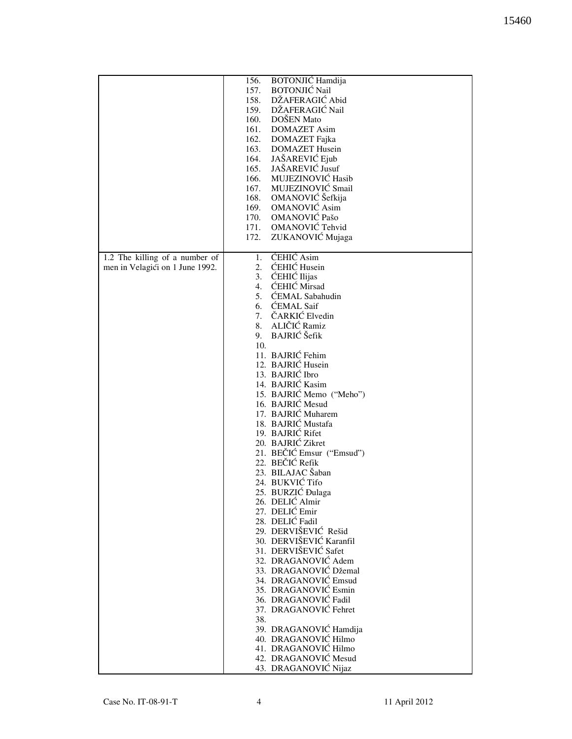| | |
|---|---|
| | 156. BOTONJIĆ Hamdija<br>157. BOTONJIĆ Nail<br>158. DŽAFERAGIĆ Abid<br>159. DŽAFERAGIĆ Nail<br>160. DOŠEN Mato<br>161. DOMAZET Asim<br>162. DOMAZET Fajka<br>163. DOMAZET Husein<br>164. JAŠAREVIĆ Ejub<br>165. JAŠAREVIĆ Jusuf<br>166. MUJEZINOVIĆ Hasib<br>167. MUJEZINOVIĆ Smail<br>168. OMANOVIĆ Šefkija<br>169. OMANOVIĆ Asim<br>170. OMANOVIĆ Pašo<br>171. OMANOVIĆ Tehvid<br>172. ZUKANOVIĆ Mujaga |
| 1.2 The killing of a number of men in Velagići on 1 June 1992. | 1. ĆEHIĆ Asim<br>2. ĆEHIĆ Husein<br>3. ĆEHIĆ Ilijas<br>4. ĆEHIĆ Mirsad<br>5. ĆEMAL Sabahudin<br>6. ĆEMAL Saif<br>7. ČARKIĆ Elvedin<br>8. ALIČIĆ Ramiz<br>9. BAJRIĆ Šefik<br>10.<br>11. BAJRIĆ Fehim<br>12. BAJRIĆ Husein<br>13. BAJRIĆ Ibro<br>14. BAJRIĆ Kasim<br>15. BAJRIĆ Memo ("Meho")<br>16. BAJRIĆ Mesud<br>17. BAJRIĆ Muharem<br>18. BAJRIĆ Mustafa<br>19. BAJRIĆ Rifet<br>20. BAJRIĆ Zikret<br>21. BEČIĆ Emsur ("Emsud")<br>22. BEČIĆ Refik<br>23. BILAJAC Šaban<br>24. BUKVIĆ Tifo<br>25. BURZIĆ Đulaga<br>26. DELIĆ Almir<br>27. DELIĆ Emir<br>28. DELIĆ Fadil<br>29. DERVIŠEVIĆ Rešid<br>30. DERVIŠEVIĆ Karanfil<br>31. DERVIŠEVIĆ Safet<br>32. DRAGANOVIĆ Adem<br>33. DRAGANOVIĆ Džemal<br>34. DRAGANOVIĆ Emsud<br>35. DRAGANOVIĆ Esmin<br>36. DRAGANOVIĆ Fadil<br>37. DRAGANOVIĆ Fehret<br>38.<br>39. DRAGANOVIĆ Hamdija<br>40. DRAGANOVIĆ Hilmo<br>41. DRAGANOVIĆ Hilmo<br>42. DRAGANOVIĆ Mesud<br>43. DRAGANOVIĆ Nijaz |

Case No. IT-08-91-T 4 11 April 2012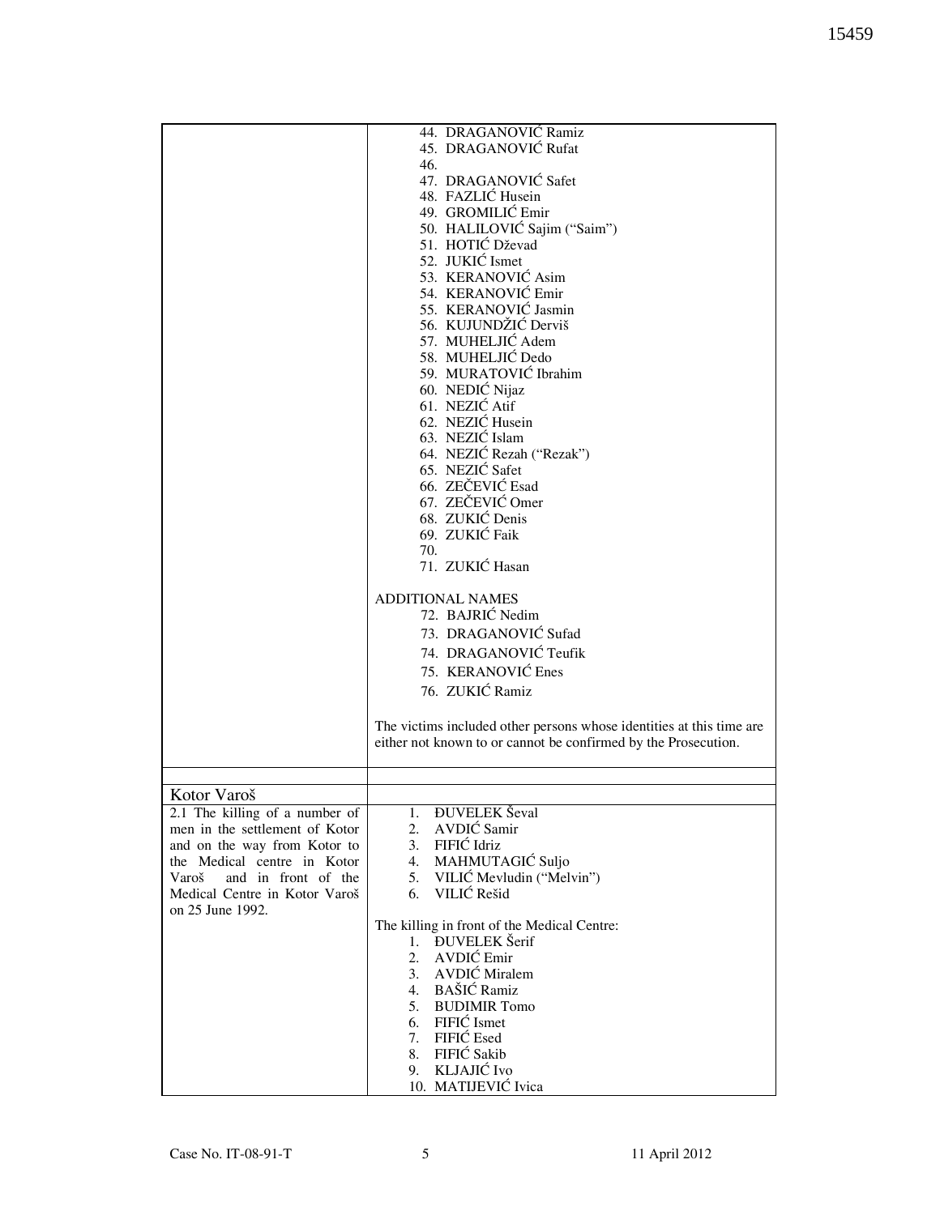| | |
|---|---|
| | 44. DRAGANOVIĆ Ramiz<br>45. DRAGANOVIĆ Rufat<br>46.<br>47. DRAGANOVIĆ Safet<br>48. FAZLIĆ Husein<br>49. GROMILIĆ Emir<br>50. HALILOVIĆ Sajim ("Saim")<br>51. HOTIĆ Dževad<br>52. JUKIĆ Ismet<br>53. KERANOVIĆ Asim<br>54. KERANOVIĆ Emir<br>55. KERANOVIĆ Jasmin<br>56. KUJUNDŽIĆ Derviš<br>57. MUHELJIĆ Adem<br>58. MUHELJIĆ Dedo<br>59. MURATOVIĆ Ibrahim<br>60. NEDIĆ Nijaz<br>61. NEZIĆ Atif<br>62. NEZIĆ Husein<br>63. NEZIĆ Islam<br>64. NEZIĆ Rezah ("Rezak")<br>65. NEZIĆ Safet<br>66. ZEČEVIĆ Esad<br>67. ZEČEVIĆ Omer<br>68. ZUKIĆ Denis<br>69. ZUKIĆ Faik<br>70.<br>71. ZUKIĆ Hasan<br><br>ADDITIONAL NAMES<br>72. BAJRIĆ Nedim<br>73. DRAGANOVIĆ Sufad<br>74. DRAGANOVIĆ Teufik<br>75. KERANOVIĆ Enes<br>76. ZUKIĆ Ramiz<br><br>The victims included other persons whose identities at this time are either not known to or cannot be confirmed by the Prosecution. |
| | |
| Kotor Varoš | |
| 2.1 The killing of a number of men in the settlement of Kotor and on the way from Kotor to the Medical centre in Kotor Varoš and in front of the Medical Centre in Kotor Varoš on 25 June 1992. | 1. ĐUVELEK Ševal<br>2. AVDIĆ Samir<br>3. FIFIĆ Idriz<br>4. MAHMUTAGIĆ Suljo<br>5. VILIĆ Mevludin ("Melvin")<br>6. VILIĆ Rešid<br><br>The killing in front of the Medical Centre:<br>1. ĐUVELEK Šerif<br>2. AVDIĆ Emir<br>3. AVDIĆ Miralem<br>4. BAŠIĆ Ramiz<br>5. BUDIMIR Tomo<br>6. FIFIĆ Ismet<br>7. FIFIĆ Esed<br>8. FIFIĆ Sakib<br>9. KLJAJIĆ Ivo<br>10. MATIJEVIĆ Ivica |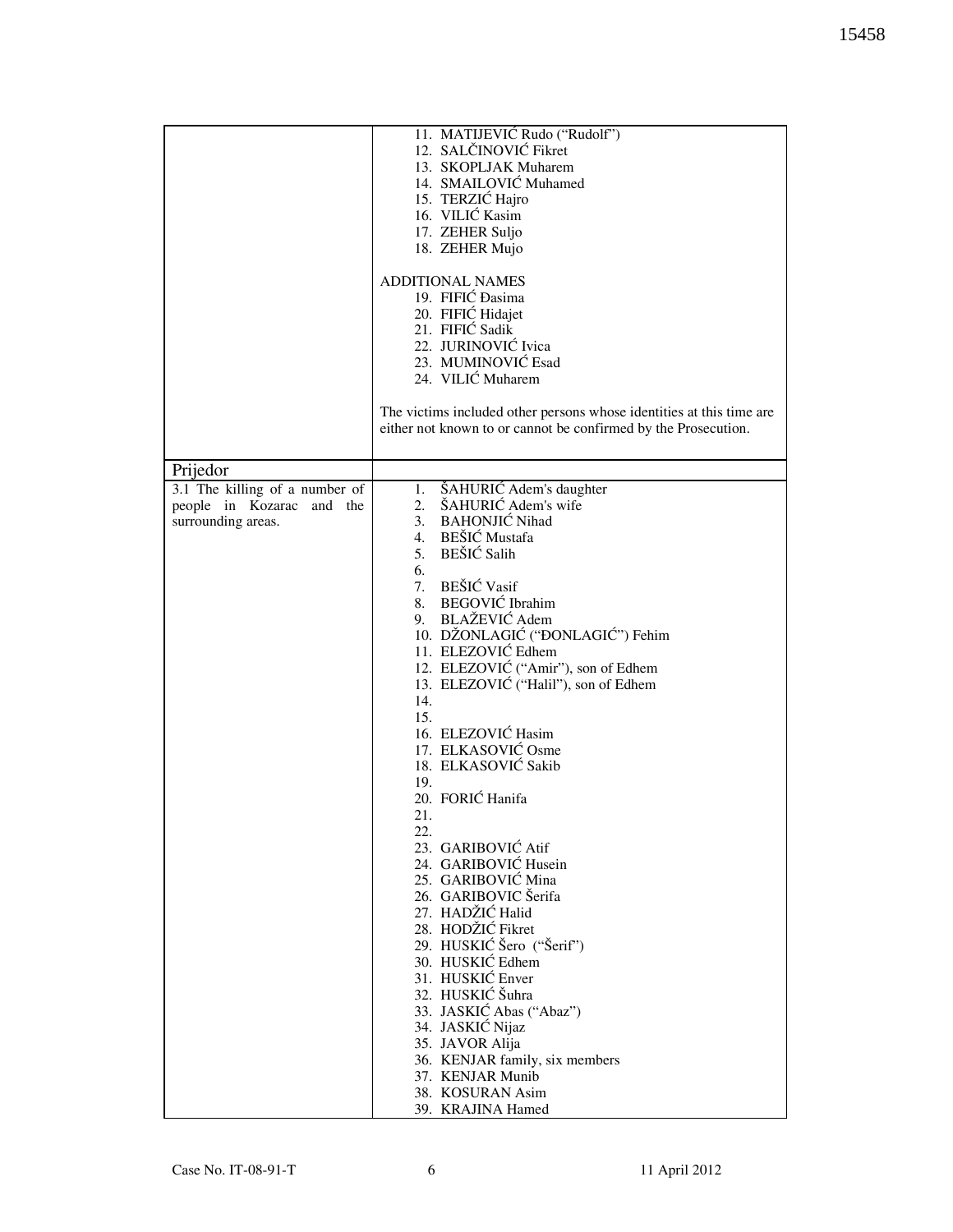| | |
|---|---|
| | 11. MATIJEVIĆ Rudo ("Rudolf")<br>12. SALČINOVIĆ Fikret<br>13. SKOPLJAK Muharem<br>14. SMAILOVIĆ Muhamed<br>15. TERZIĆ Hajro<br>16. VILIĆ Kasim<br>17. ZEHER Suljo<br>18. ZEHER Mujo<br><br>ADDITIONAL NAMES<br>19. FIFIĆ Đasima<br>20. FIFIĆ Hidajet<br>21. FIFIĆ Sadik<br>22. JURINOVIĆ Ivica<br>23. MUMINOVIĆ Esad<br>24. VILIĆ Muharem<br><br>The victims included other persons whose identities at this time are either not known to or cannot be confirmed by the Prosecution. |
| Prijedor | |
| 3.1 The killing of a number of people in Kozarac and the surrounding areas. | 1. ŠAHURIĆ Adem's daughter<br>2. ŠAHURIĆ Adem's wife<br>3. BAHONJIĆ Nihad<br>4. BEŠIĆ Mustafa<br>5. BEŠIĆ Salih<br>6.<br>7. BEŠIĆ Vasif<br>8. BEGOVIĆ Ibrahim<br>9. BLAŽEVIĆ Adem<br>10. DŽONLAGIĆ ("ĐONLAGIĆ") Fehim<br>11. ELEZOVIĆ Edhem<br>12. ELEZOVIĆ ("Amir"), son of Edhem<br>13. ELEZOVIĆ ("Halil"), son of Edhem<br>14.<br>15.<br>16. ELEZOVIĆ Hasim<br>17. ELKASOVIĆ Osme<br>18. ELKASOVIĆ Sakib<br>19.<br>20. FORIĆ Hanifa<br>21.<br>22.<br>23. GARIBOVIĆ Atif<br>24. GARIBOVIĆ Husein<br>25. GARIBOVIĆ Mina<br>26. GARIBOVIC Šerifa<br>27. HADŽIĆ Halid<br>28. HODŽIĆ Fikret<br>29. HUSKIĆ Šero ("Šerif")<br>30. HUSKIĆ Edhem<br>31. HUSKIĆ Enver<br>32. HUSKIĆ Šuhra<br>33. JASKIĆ Abas ("Abaz")<br>34. JASKIĆ Nijaz<br>35. JAVOR Alija<br>36. KENJAR family, six members<br>37. KENJAR Munib<br>38. KOSURAN Asim<br>39. KRAJINA Hamed |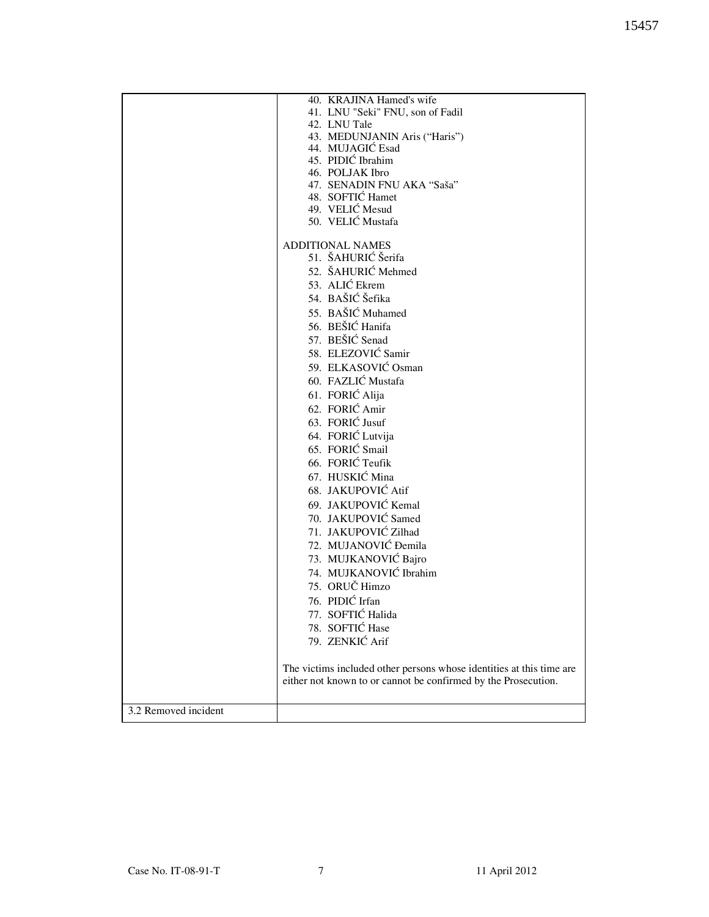| | |
|---|---|
| | 40. KRAJINA Hamed's wife<br>41. LNU "Seki" FNU, son of Fadil<br>42. LNU Tale<br>43. MEDUNJANIN Aris ("Haris")<br>44. MUJAGIĆ Esad<br>45. PIDIĆ Ibrahim<br>46. POLJAK Ibro<br>47. SENADIN FNU AKA "Saša"<br>48. SOFTIĆ Hamet<br>49. VELIĆ Mesud<br>50. VELIĆ Mustafa<br><br>ADDITIONAL NAMES<br>51. ŠAHURIĆ Šerifa<br>52. ŠAHURIĆ Mehmed<br>53. ALIĆ Ekrem<br>54. BAŠIĆ Šefika<br>55. BAŠIĆ Muhamed<br>56. BEŠIĆ Hanifa<br>57. BEŠIĆ Senad<br>58. ELEZOVIĆ Samir<br>59. ELKASOVIĆ Osman<br>60. FAZLIĆ Mustafa<br>61. FORIĆ Alija<br>62. FORIĆ Amir<br>63. FORIĆ Jusuf<br>64. FORIĆ Lutvija<br>65. FORIĆ Smail<br>66. FORIĆ Teufik<br>67. HUSKIĆ Mina<br>68. JAKUPOVIĆ Atif<br>69. JAKUPOVIĆ Kemal<br>70. JAKUPOVIĆ Samed<br>71. JAKUPOVIĆ Zilhad<br>72. MUJANOVIĆ Đemila<br>73. MUJKANOVIĆ Bajro<br>74. MUJKANOVIĆ Ibrahim<br>75. ORUČ Himzo<br>76. PIDIĆ Irfan<br>77. SOFTIĆ Halida<br>78. SOFTIĆ Hase<br>79. ZENKIĆ Arif<br><br>The victims included other persons whose identities at this time are either not known to or cannot be confirmed by the Prosecution. |
| 3.2 Removed incident | |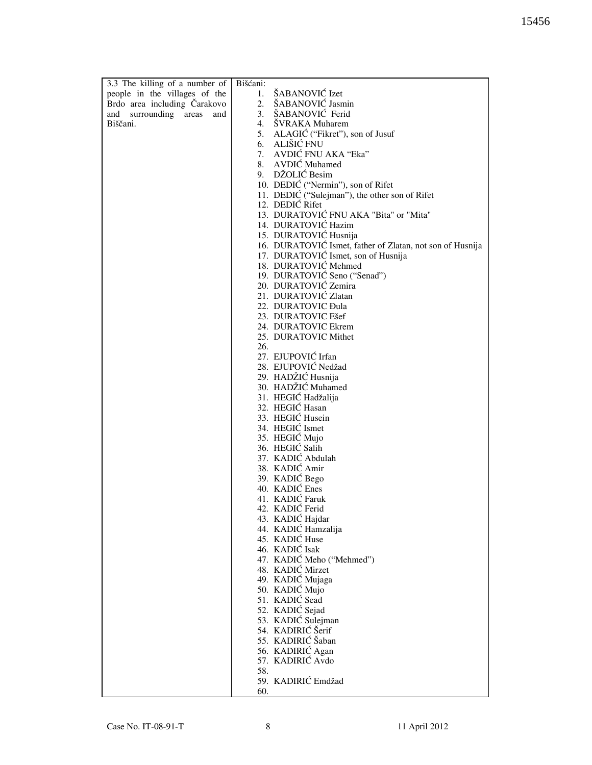| 3.3 The killing of a number of people in the villages of the Brdo area including Čarakovo and surrounding areas and Biščani. | Bišćani:<br>1. ŠABANOVIĆ Izet<br>2. ŠABANOVIĆ Jasmin<br>3. ŠABANOVIĆ Ferid<br>4. ŠVRAKA Muharem<br>5. ALAGIĆ ("Fikret"), son of Jusuf<br>6. ALIŠIĆ FNU<br>7. AVDIĆ FNU AKA "Eka"<br>8. AVDIĆ Muhamed<br>9. DŽOLIĆ Besim<br>10. DEDIĆ ("Nermin"), son of Rifet<br>11. DEDIĆ ("Sulejman"), the other son of Rifet<br>12. DEDIĆ Rifet<br>13. DURATOVIĆ FNU AKA "Bita" or "Mita"<br>14. DURATOVIĆ Hazim<br>15. DURATOVIĆ Husnija<br>16. DURATOVIĆ Ismet, father of Zlatan, not son of Husnija<br>17. DURATOVIĆ Ismet, son of Husnija<br>18. DURATOVIĆ Mehmed<br>19. DURATOVIĆ Seno ("Senad")<br>20. DURATOVIĆ Zemira<br>21. DURATOVIĆ Zlatan<br>22. DURATOVIC Đula<br>23. DURATOVIC Ešef<br>24. DURATOVIC Ekrem<br>25. DURATOVIC Mithet<br>26.<br>27. EJUPOVIĆ Irfan<br>28. EJUPOVIĆ Nedžad<br>29. HADŽIĆ Husnija<br>30. HADŽIĆ Muhamed<br>31. HEGIĆ Hadžalija<br>32. HEGIĆ Hasan<br>33. HEGIĆ Husein<br>34. HEGIĆ Ismet<br>35. HEGIĆ Mujo<br>36. HEGIĆ Salih<br>37. KADIĆ Abdulah<br>38. KADIĆ Amir<br>39. KADIĆ Bego<br>40. KADIĆ Enes<br>41. KADIĆ Faruk<br>42. KADIĆ Ferid<br>43. KADIĆ Hajdar<br>44. KADIĆ Hamzalija<br>45. KADIĆ Huse<br>46. KADIĆ Isak<br>47. KADIĆ Meho ("Mehmed")<br>48. KADIĆ Mirzet<br>49. KADIĆ Mujaga<br>50. KADIĆ Mujo<br>51. KADIĆ Sead<br>52. KADIĆ Sejad<br>53. KADIĆ Sulejman<br>54. KADIRIĆ Šerif<br>55. KADIRIĆ Šaban<br>56. KADIRIĆ Agan<br>57. KADIRIĆ Avdo<br>58.<br>59. KADIRIĆ Emdžad<br>60. |
|---|---|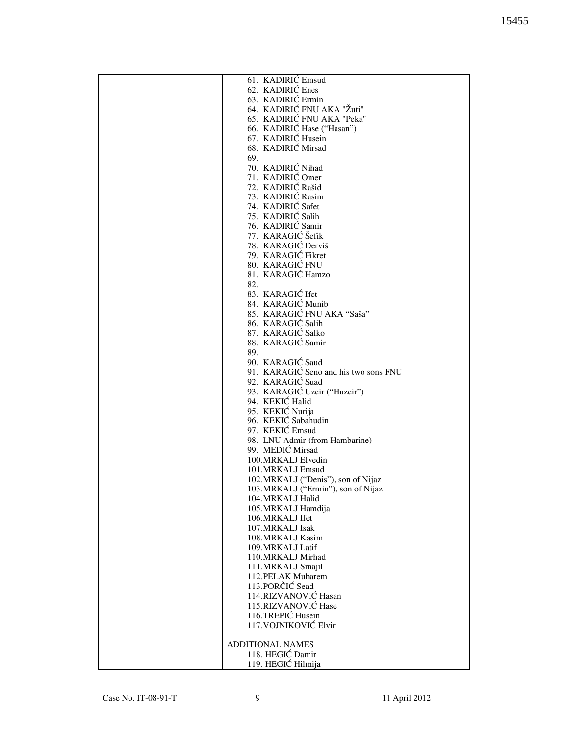| | 61. KADIRIĆ Emsud<br>62. KADIRIĆ Enes<br>63. KADIRIĆ Ermin<br>64. KADIRIĆ FNU AKA "Žuti"<br>65. KADIRIĆ FNU AKA "Peka"<br>66. KADIRIĆ Hase ("Hasan")<br>67. KADIRIĆ Husein<br>68. KADIRIĆ Mirsad<br>69.<br>70. KADIRIĆ Nihad<br>71. KADIRIĆ Omer<br>72. KADIRIĆ Rašid<br>73. KADIRIĆ Rasim<br>74. KADIRIĆ Safet<br>75. KADIRIĆ Salih<br>76. KADIRIĆ Samir<br>77. KARAGIĆ Šefik<br>78. KARAGIĆ Derviš<br>79. KARAGIĆ Fikret<br>80. KARAGIĆ FNU<br>81. KARAGIĆ Hamzo<br>82.<br>83. KARAGIĆ Ifet<br>84. KARAGIĆ Munib<br>85. KARAGIĆ FNU AKA "Saša"<br>86. KARAGIĆ Salih<br>87. KARAGIĆ Salko<br>88. KARAGIĆ Samir<br>89.<br>90. KARAGIĆ Saud<br>91. KARAGIĆ Seno and his two sons FNU<br>92. KARAGIĆ Suad<br>93. KARAGIĆ Uzeir ("Huzeir")<br>94. KEKIĆ Halid<br>95. KEKIĆ Nurija<br>96. KEKIĆ Sabahudin<br>97. KEKIĆ Emsud<br>98. LNU Admir (from Hambarine)<br>99. MEDIĆ Mirsad<br>100. MRKALJ Elvedin<br>101. MRKALJ Emsud<br>102. MRKALJ ("Denis"), son of Nijaz<br>103. MRKALJ ("Ermin"), son of Nijaz<br>104. MRKALJ Halid<br>105. MRKALJ Hamdija<br>106. MRKALJ Ifet<br>107. MRKALJ Isak<br>108. MRKALJ Kasim<br>109. MRKALJ Latif<br>110. MRKALJ Mirhad<br>111. MRKALJ Smajil<br>112. PELAK Muharem<br>113. PORČIĆ Sead<br>114. RIZVANOVIĆ Hasan<br>115. RIZVANOVIĆ Hase<br>116. TREPIĆ Husein<br>117. VOJNIKOVIĆ Elvir<br><br>ADDITIONAL NAMES<br>118. HEGIĆ Damir<br>119. HEGIĆ Hilmija |
|---|---|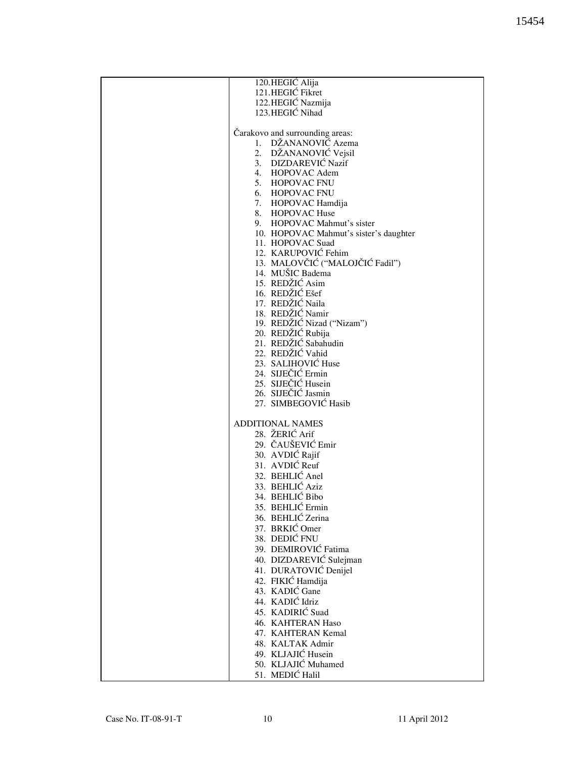| | 120. HEGIĆ Alija<br>121. HEGIĆ Fikret<br>122. HEGIĆ Nazmija<br>123. HEGIĆ Nihad<br><br>Čarakovo and surrounding areas:<br>1. DŽANANOVIĆ Azema<br>2. DŽANANOVIĆ Vejsil<br>3. DIZDAREVIĆ Nazif<br>4. HOPOVAC Adem<br>5. HOPOVAC FNU<br>6. HOPOVAC FNU<br>7. HOPOVAC Hamdija<br>8. HOPOVAC Huse<br>9. HOPOVAC Mahmut's sister<br>10. HOPOVAC Mahmut's sister's daughter<br>11. HOPOVAC Suad<br>12. KARUPOVIĆ Fehim<br>13. MALOVČIĆ ("MALOJČIĆ Fadil")<br>14. MUŠIC Badema<br>15. REDŽIĆ Asim<br>16. REDŽIĆ Ešef<br>17. REDŽIĆ Naila<br>18. REDŽIĆ Namir<br>19. REDŽIĆ Nizad ("Nizam")<br>20. REDŽIĆ Rubija<br>21. REDŽIĆ Sabahudin<br>22. REDŽIĆ Vahid<br>23. SALIHOVIĆ Huse<br>24. SIJEČIĆ Ermin<br>25. SIJEČIĆ Husein<br>26. SIJEČIĆ Jasmin<br>27. SIMBEGOVIĆ Hasib<br><br>ADDITIONAL NAMES<br>28. ŽERIĆ Arif<br>29. ČAUŠEVIĆ Emir<br>30. AVDIĆ Rajif<br>31. AVDIĆ Reuf<br>32. BEHLIĆ Anel<br>33. BEHLIĆ Aziz<br>34. BEHLIĆ Bibo<br>35. BEHLIĆ Ermin<br>36. BEHLIĆ Zerina<br>37. BRKIĆ Omer<br>38. DEDIĆ FNU<br>39. DEMIROVIĆ Fatima<br>40. DIZDAREVIĆ Sulejman<br>41. DURATOVIĆ Denijel<br>42. FIKIĆ Hamdija<br>43. KADIĆ Gane<br>44. KADIĆ Idriz<br>45. KADIRIĆ Suad<br>46. KAHTERAN Haso<br>47. KAHTERAN Kemal<br>48. KALTAK Admir<br>49. KLJAJIĆ Husein<br>50. KLJAJIĆ Muhamed<br>51. MEDIĆ Halil |
|---|---|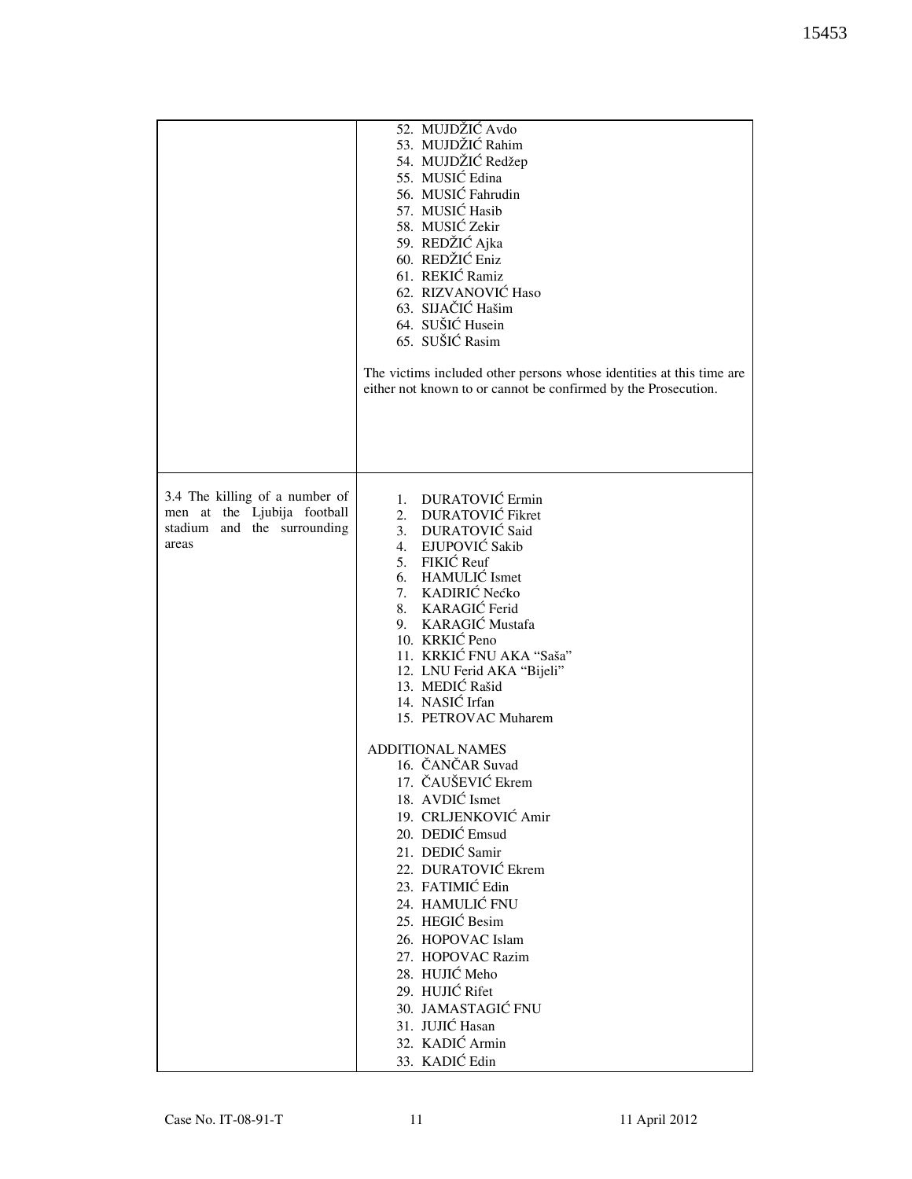| | |
|---|---|
| | 52. MUJDŽIĆ Avdo<br>53. MUJDŽIĆ Rahim<br>54. MUJDŽIĆ Redžep<br>55. MUSIĆ Edina<br>56. MUSIĆ Fahrudin<br>57. MUSIĆ Hasib<br>58. MUSIĆ Zekir<br>59. REDŽIĆ Ajka<br>60. REDŽIĆ Eniz<br>61. REKIĆ Ramiz<br>62. RIZVANOVIĆ Haso<br>63. SIJAČIĆ Hašim<br>64. SUŠIĆ Husein<br>65. SUŠIĆ Rasim<br><br>The victims included other persons whose identities at this time are either not known to or cannot be confirmed by the Prosecution. |
| 3.4 The killing of a number of men at the Ljubija football stadium and the surrounding areas | 1. DURATOVIĆ Ermin<br>2. DURATOVIĆ Fikret<br>3. DURATOVIĆ Said<br>4. EJUPOVIĆ Sakib<br>5. FIKIĆ Reuf<br>6. HAMULIĆ Ismet<br>7. KADIRIĆ Nećko<br>8. KARAGIĆ Ferid<br>9. KARAGIĆ Mustafa<br>10. KRKIĆ Peno<br>11. KRKIĆ FNU AKA "Saša"<br>12. LNU Ferid AKA "Bijeli"<br>13. MEDIĆ Rašid<br>14. NASIĆ Irfan<br>15. PETROVAC Muharem<br><br>ADDITIONAL NAMES<br>16. ČANČAR Suvad<br>17. ČAUŠEVIĆ Ekrem<br>18. AVDIĆ Ismet<br>19. CRLJENKOVIĆ Amir<br>20. DEDIĆ Emsud<br>21. DEDIĆ Samir<br>22. DURATOVIĆ Ekrem<br>23. FATIMIĆ Edin<br>24. HAMULIĆ FNU<br>25. HEGIĆ Besim<br>26. HOPOVAC Islam<br>27. HOPOVAC Razim<br>28. HUJIĆ Meho<br>29. HUJIĆ Rifet<br>30. JAMASTAGIĆ FNU<br>31. JUJIĆ Hasan<br>32. KADIĆ Armin<br>33. KADIĆ Edin |

Case No. IT-08-91-T 11 11 April 2012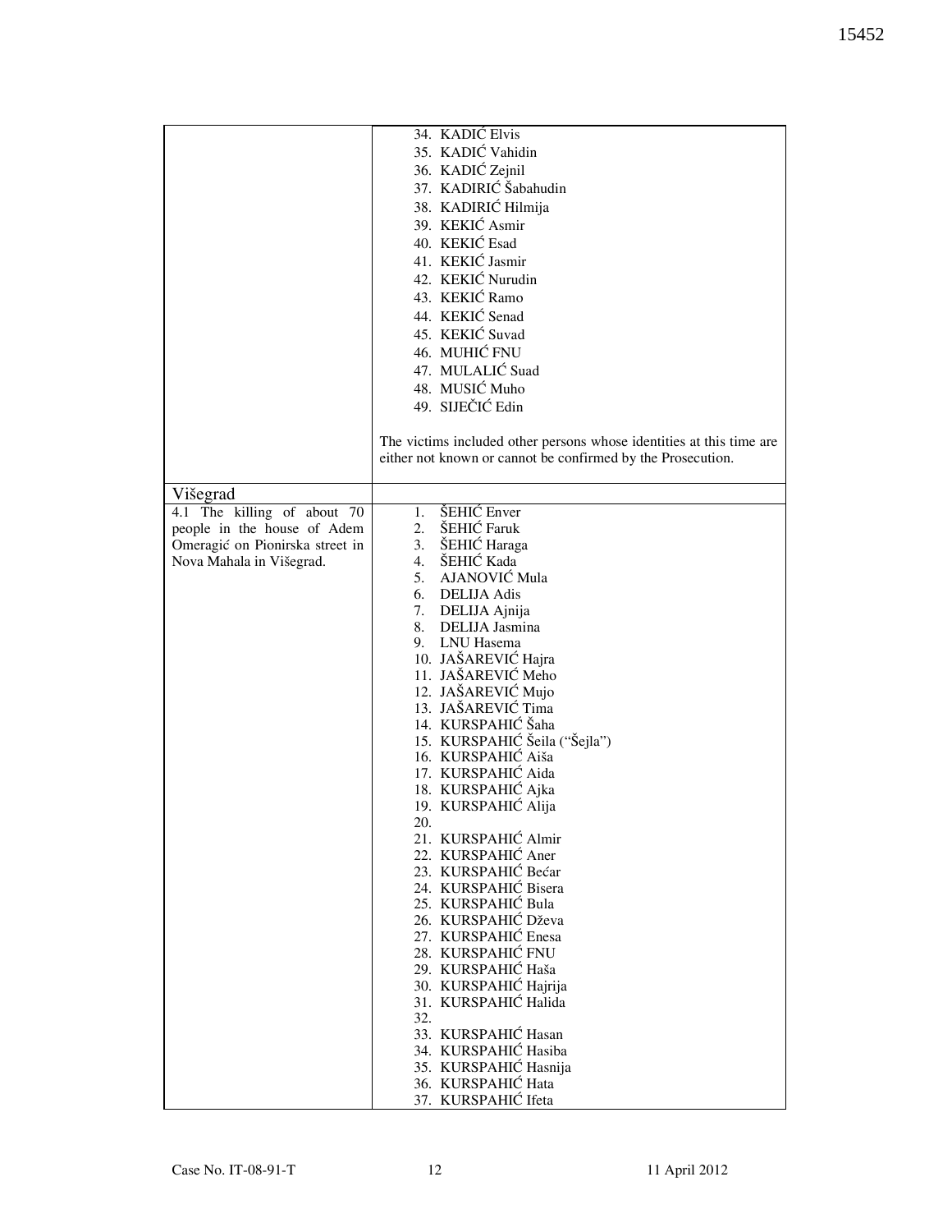| | |
|---|---|
| | 34. KADIĆ Elvis<br>35. KADIĆ Vahidin<br>36. KADIĆ Zejnil<br>37. KADIRIĆ Šabahudin<br>38. KADIRIĆ Hilmija<br>39. KEKIĆ Asmir<br>40. KEKIĆ Esad<br>41. KEKIĆ Jasmir<br>42. KEKIĆ Nurudin<br>43. KEKIĆ Ramo<br>44. KEKIĆ Senad<br>45. KEKIĆ Suvad<br>46. MUHIĆ FNU<br>47. MULALIĆ Suad<br>48. MUSIĆ Muho<br>49. SIJEČIĆ Edin<br><br>The victims included other persons whose identities at this time are either not known or cannot be confirmed by the Prosecution. |
| Višegrad | |
| 4.1 The killing of about 70 people in the house of Adem Omeragić on Pionirska street in Nova Mahala in Višegrad. | 1. ŠEHIĆ Enver<br>2. ŠEHIĆ Faruk<br>3. ŠEHIĆ Haraga<br>4. ŠEHIĆ Kada<br>5. AJANOVIĆ Mula<br>6. DELIJA Adis<br>7. DELIJA Ajnija<br>8. DELIJA Jasmina<br>9. LNU Hasema<br>10. JAŠAREVIĆ Hajra<br>11. JAŠAREVIĆ Meho<br>12. JAŠAREVIĆ Mujo<br>13. JAŠAREVIĆ Tima<br>14. KURSPAHIĆ Šaha<br>15. KURSPAHIĆ Šeila ("Šejla")<br>16. KURSPAHIĆ Aiša<br>17. KURSPAHIĆ Aida<br>18. KURSPAHIĆ Ajka<br>19. KURSPAHIĆ Alija<br>20.<br>21. KURSPAHIĆ Almir<br>22. KURSPAHIĆ Aner<br>23. KURSPAHIĆ Bećar<br>24. KURSPAHIĆ Bisera<br>25. KURSPAHIĆ Bula<br>26. KURSPAHIĆ Dževa<br>27. KURSPAHIĆ Enesa<br>28. KURSPAHIĆ FNU<br>29. KURSPAHIĆ Haša<br>30. KURSPAHIĆ Hajrija<br>31. KURSPAHIĆ Halida<br>32.<br>33. KURSPAHIĆ Hasan<br>34. KURSPAHIĆ Hasiba<br>35. KURSPAHIĆ Hasnija<br>36. KURSPAHIĆ Hata<br>37. KURSPAHIĆ Ifeta |

Case No. IT-08-91-T 12 11 April 2012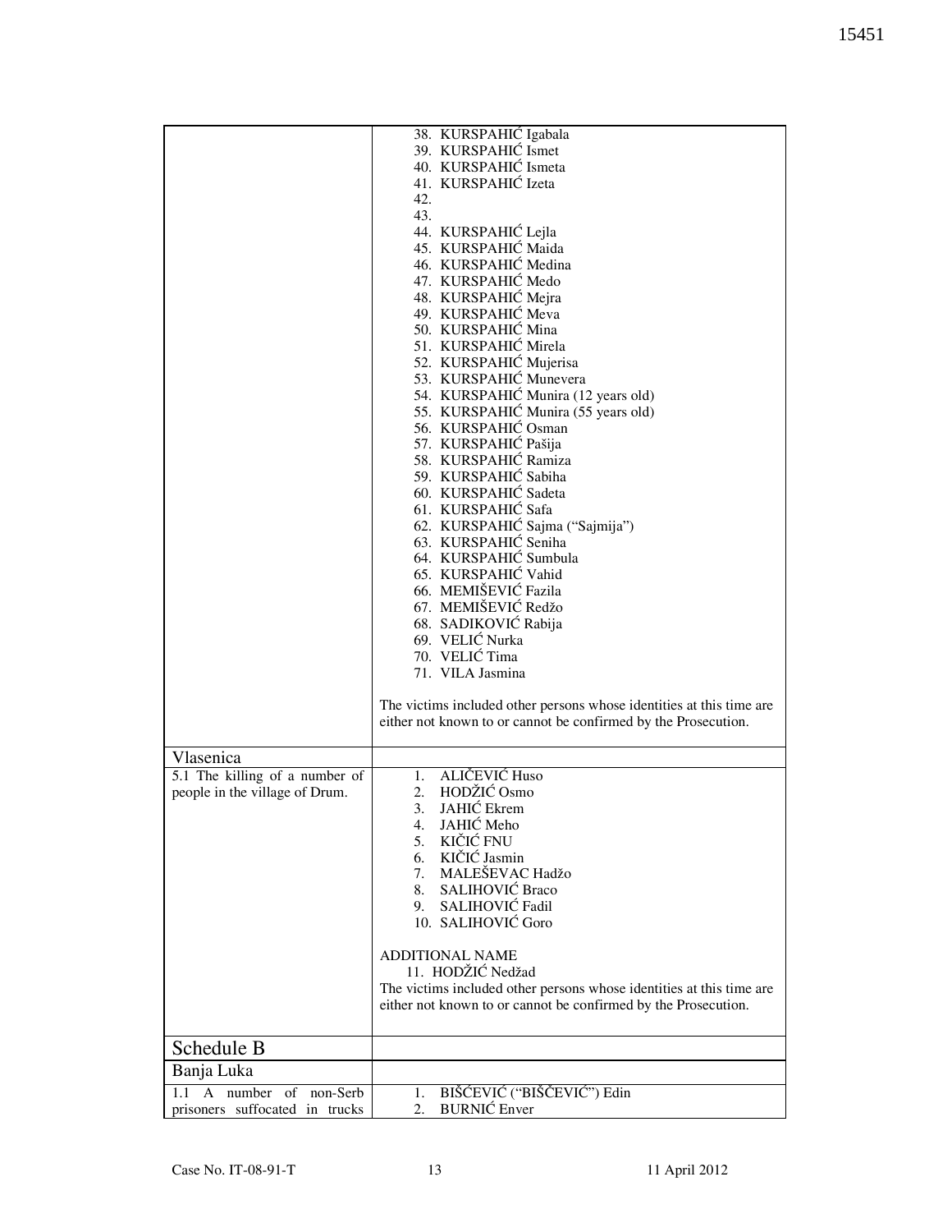| | |
|---|---|
| | 38. KURSPAHIĆ Igabala<br>39. KURSPAHIĆ Ismet<br>40. KURSPAHIĆ Ismeta<br>41. KURSPAHIĆ Izeta<br>42.<br>43.<br>44. KURSPAHIĆ Lejla<br>45. KURSPAHIĆ Maida<br>46. KURSPAHIĆ Medina<br>47. KURSPAHIĆ Medo<br>48. KURSPAHIĆ Mejra<br>49. KURSPAHIĆ Meva<br>50. KURSPAHIĆ Mina<br>51. KURSPAHIĆ Mirela<br>52. KURSPAHIĆ Mujerisa<br>53. KURSPAHIĆ Munevera<br>54. KURSPAHIĆ Munira (12 years old)<br>55. KURSPAHIĆ Munira (55 years old)<br>56. KURSPAHIĆ Osman<br>57. KURSPAHIĆ Pašija<br>58. KURSPAHIĆ Ramiza<br>59. KURSPAHIĆ Sabiha<br>60. KURSPAHIĆ Sadeta<br>61. KURSPAHIĆ Safa<br>62. KURSPAHIĆ Sajma ("Sajmija")<br>63. KURSPAHIĆ Seniha<br>64. KURSPAHIĆ Sumbula<br>65. KURSPAHIĆ Vahid<br>66. MEMIŠEVIĆ Fazila<br>67. MEMIŠEVIĆ Redžo<br>68. SADIKOVIĆ Rabija<br>69. VELIĆ Nurka<br>70. VELIĆ Tima<br>71. VILA Jasmina<br><br>The victims included other persons whose identities at this time are either not known to or cannot be confirmed by the Prosecution. |
| Vlasenica | |
| 5.1 The killing of a number of people in the village of Drum. | 1. ALIČEVIĆ Huso<br>2. HODŽIĆ Osmo<br>3. JAHIĆ Ekrem<br>4. JAHIĆ Meho<br>5. KIČIĆ FNU<br>6. KIČIĆ Jasmin<br>7. MALEŠEVAC Hadžo<br>8. SALIHOVIĆ Braco<br>9. SALIHOVIĆ Fadil<br>10. SALIHOVIĆ Goro<br><br>ADDITIONAL NAME<br>11. HODŽIĆ Nedžad<br>The victims included other persons whose identities at this time are either not known to or cannot be confirmed by the Prosecution. |
| Schedule B | |
| Banja Luka | |
| 1.1 A number of non-Serb prisoners suffocated in trucks | 1. BIŠĆEVIĆ ("BIŠČEVIĆ") Edin<br>2. BURNIĆ Enver |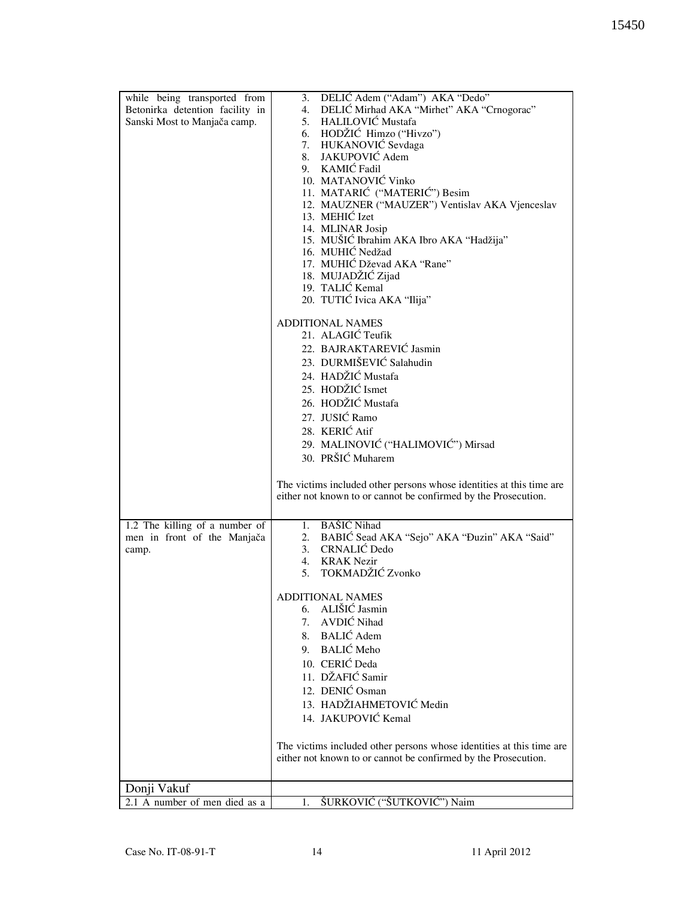| while being transported from Betonirka detention facility in Sanski Most to Manjača camp. | 3. DELIĆ Adem ("Adam") AKA "Dedo"<br>4. DELIĆ Mirhad AKA "Mirhet" AKA "Crnogorac"<br>5. HALILOVIĆ Mustafa<br>6. HODŽIĆ Himzo ("Hivzo")<br>7. HUKANOVIĆ Sevdaga<br>8. JAKUPOVIĆ Adem<br>9. KAMIĆ Fadil<br>10. MATANOVIĆ Vinko<br>11. MATARIĆ ("MATERIĆ") Besim<br>12. MAUZNER ("MAUZER") Ventislav AKA Vjenceslav<br>13. MEHIĆ Izet<br>14. MLINAR Josip<br>15. MUŠIĆ Ibrahim AKA Ibro AKA "Hadžija"<br>16. MUHIĆ Nedžad<br>17. MUHIĆ Dževad AKA "Rane"<br>18. MUJADŽIĆ Zijad<br>19. TALIĆ Kemal<br>20. TUTIĆ Ivica AKA "Ilija"<br><br>ADDITIONAL NAMES<br>21. ALAGIĆ Teufik<br>22. BAJRAKTAREVIĆ Jasmin<br>23. DURMIŠEVIĆ Salahudin<br>24. HADŽIĆ Mustafa<br>25. HODŽIĆ Ismet<br>26. HODŽIĆ Mustafa<br>27. JUSIĆ Ramo<br>28. KERIĆ Atif<br>29. MALINOVIĆ ("HALIMOVIĆ") Mirsad<br>30. PRŠIĆ Muharem<br><br>The victims included other persons whose identities at this time are either not known to or cannot be confirmed by the Prosecution. |
|---|---|
| 1.2 The killing of a number of men in front of the Manjača camp. | 1. BAŠIĆ Nihad<br>2. BABIĆ Sead AKA "Sejo" AKA "Đuzin" AKA "Said"<br>3. CRNALIĆ Dedo<br>4. KRAK Nezir<br>5. TOKMADŽIĆ Zvonko<br><br>ADDITIONAL NAMES<br>6. ALIŠIĆ Jasmin<br>7. AVDIĆ Nihad<br>8. BALIĆ Adem<br>9. BALIĆ Meho<br>10. CERIĆ Deda<br>11. DŽAFIĆ Samir<br>12. DENIĆ Osman<br>13. HADŽIAHMETOVIĆ Medin<br>14. JAKUPOVIĆ Kemal<br><br>The victims included other persons whose identities at this time are either not known to or cannot be confirmed by the Prosecution. |
| Donji Vakuf | |
| 2.1 A number of men died as a | 1. ŠURKOVIĆ ("ŠUTKOVIĆ") Naim |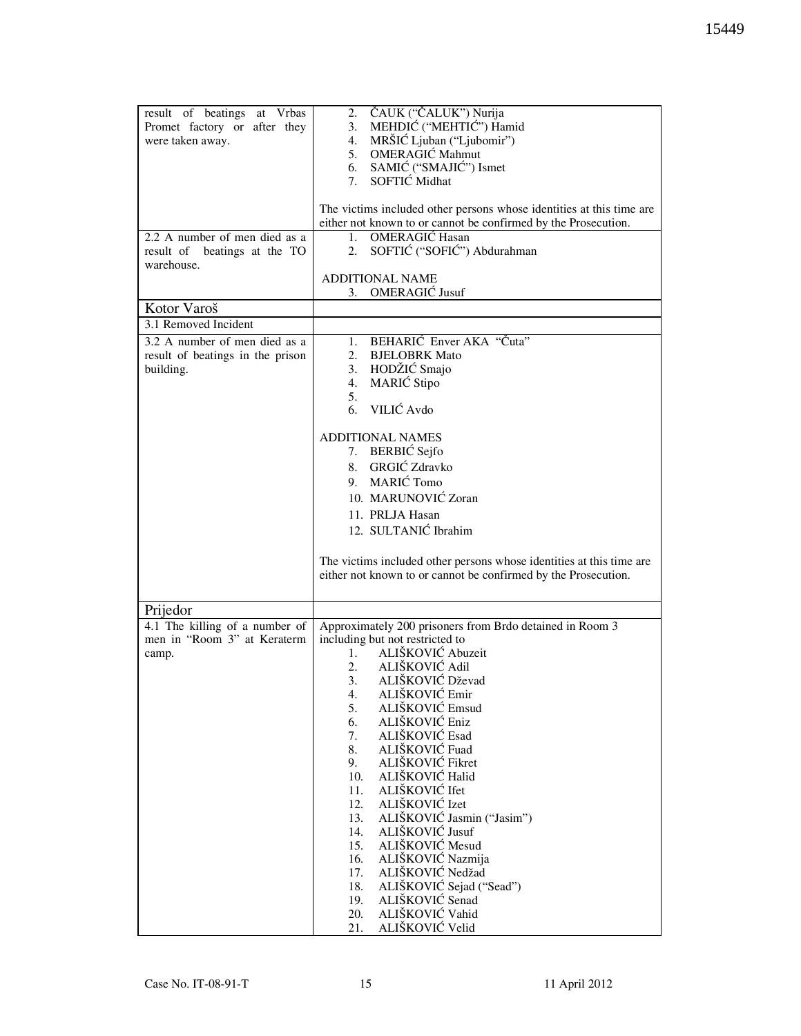| | |
|---|---|
| result of beatings at Vrbas Promet factory or after they were taken away. | 2. ČAUK ("ČALUK") Nurija<br>3. MEHDIĆ ("MEHTIĆ") Hamid<br>4. MRŠIĆ Ljuban ("Ljubomir")<br>5. OMERAGIĆ Mahmut<br>6. SAMIĆ ("SMAJIĆ") Ismet<br>7. SOFTIĆ Midhat<br><br>The victims included other persons whose identities at this time are either not known to or cannot be confirmed by the Prosecution. |
| 2.2 A number of men died as a result of beatings at the TO warehouse. | 1. OMERAGIĆ Hasan<br>2. SOFTIĆ ("SOFIĆ") Abdurahman<br><br>ADDITIONAL NAME<br>3. OMERAGIĆ Jusuf |
| Kotor Varoš | |
| 3.1 Removed Incident | |
| 3.2 A number of men died as a result of beatings in the prison building. | 1. BEHARIĆ Enver AKA "Čuta"<br>2. BJELOBRK Mato<br>3. HODŽIĆ Smajo<br>4. MARIĆ Stipo<br>5.<br>6. VILIĆ Avdo<br><br>ADDITIONAL NAMES<br>7. BERBIĆ Sejfo<br>8. GRGIĆ Zdravko<br>9. MARIĆ Tomo<br>10. MARUNOVIĆ Zoran<br>11. PRLJA Hasan<br>12. SULTANIĆ Ibrahim<br><br>The victims included other persons whose identities at this time are either not known to or cannot be confirmed by the Prosecution. |
| Prijedor | |
| 4.1 The killing of a number of men in "Room 3" at Keraterm camp. | Approximately 200 prisoners from Brdo detained in Room 3 including but not restricted to<br>1. ALIŠKOVIĆ Abuzeit<br>2. ALIŠKOVIĆ Adil<br>3. ALIŠKOVIĆ Dževad<br>4. ALIŠKOVIĆ Emir<br>5. ALIŠKOVIĆ Emsud<br>6. ALIŠKOVIĆ Eniz<br>7. ALIŠKOVIĆ Esad<br>8. ALIŠKOVIĆ Fuad<br>9. ALIŠKOVIĆ Fikret<br>10. ALIŠKOVIĆ Halid<br>11. ALIŠKOVIĆ Ifet<br>12. ALIŠKOVIĆ Izet<br>13. ALIŠKOVIĆ Jasmin ("Jasim")<br>14. ALIŠKOVIĆ Jusuf<br>15. ALIŠKOVIĆ Mesud<br>16. ALIŠKOVIĆ Nazmija<br>17. ALIŠKOVIĆ Nedžad<br>18. ALIŠKOVIĆ Sejad ("Sead")<br>19. ALIŠKOVIĆ Senad<br>20. ALIŠKOVIĆ Vahid<br>21. ALIŠKOVIĆ Velid |

Case No. IT-08-91-T 15 11 April 2012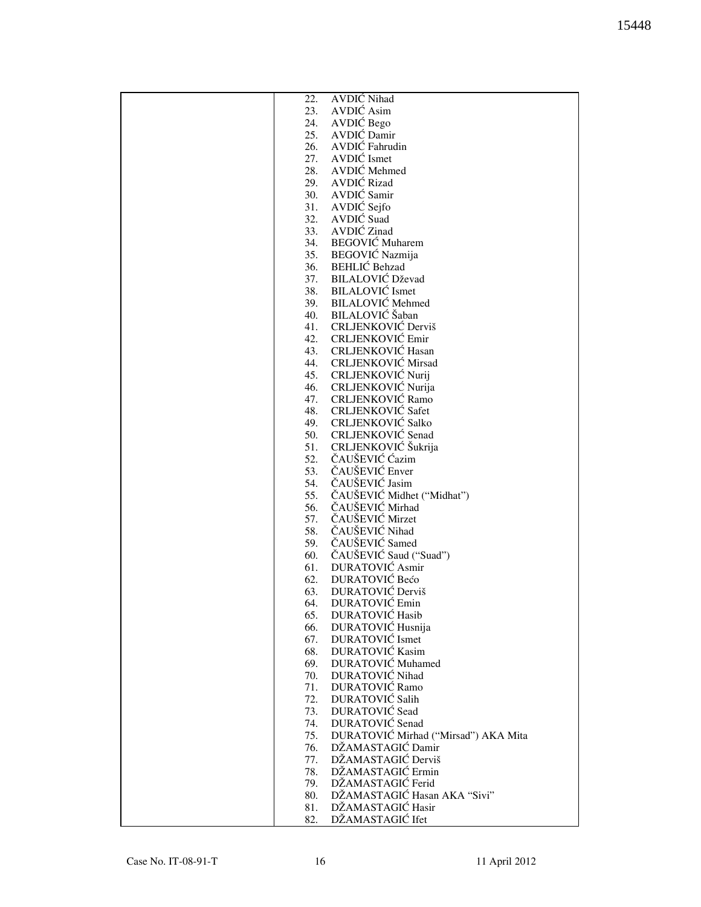| | |
|---|---|
| | 22. AVDIĆ Nihad<br>23. AVDIĆ Asim<br>24. AVDIĆ Bego<br>25. AVDIĆ Damir<br>26. AVDIĆ Fahrudin<br>27. AVDIĆ Ismet<br>28. AVDIĆ Mehmed<br>29. AVDIĆ Rizad<br>30. AVDIĆ Samir<br>31. AVDIĆ Sejfo<br>32. AVDIĆ Suad<br>33. AVDIĆ Zinad<br>34. BEGOVIĆ Muharem<br>35. BEGOVIĆ Nazmija<br>36. BEHLIĆ Behzad<br>37. BILALOVIĆ Dževad<br>38. BILALOVIĆ Ismet<br>39. BILALOVIĆ Mehmed<br>40. BILALOVIĆ Šaban<br>41. CRLJENKOVIĆ Derviš<br>42. CRLJENKOVIĆ Emir<br>43. CRLJENKOVIĆ Hasan<br>44. CRLJENKOVIĆ Mirsad<br>45. CRLJENKOVIĆ Nurij<br>46. CRLJENKOVIĆ Nurija<br>47. CRLJENKOVIĆ Ramo<br>48. CRLJENKOVIĆ Safet<br>49. CRLJENKOVIĆ Salko<br>50. CRLJENKOVIĆ Senad<br>51. CRLJENKOVIĆ Šukrija<br>52. ČAUŠEVIĆ Ćazim<br>53. ČAUŠEVIĆ Enver<br>54. ČAUŠEVIĆ Jasim<br>55. ČAUŠEVIĆ Midhet ("Midhat")<br>56. ČAUŠEVIĆ Mirhad<br>57. ČAUŠEVIĆ Mirzet<br>58. ČAUŠEVIĆ Nihad<br>59. ČAUŠEVIĆ Samed<br>60. ČAUŠEVIĆ Saud ("Suad")<br>61. DURATOVIĆ Asmir<br>62. DURATOVIĆ Bećo<br>63. DURATOVIĆ Derviš<br>64. DURATOVIĆ Emin<br>65. DURATOVIĆ Hasib<br>66. DURATOVIĆ Husnija<br>67. DURATOVIĆ Ismet<br>68. DURATOVIĆ Kasim<br>69. DURATOVIĆ Muhamed<br>70. DURATOVIĆ Nihad<br>71. DURATOVIĆ Ramo<br>72. DURATOVIĆ Salih<br>73. DURATOVIĆ Sead<br>74. DURATOVIĆ Senad<br>75. DURATOVIĆ Mirhad ("Mirsad") AKA Mita<br>76. DŽAMASTAGIĆ Damir<br>77. DŽAMASTAGIĆ Derviš<br>78. DŽAMASTAGIĆ Ermin<br>79. DŽAMASTAGIĆ Ferid<br>80. DŽAMASTAGIĆ Hasan AKA "Sivi"<br>81. DŽAMASTAGIĆ Hasir<br>82. DŽAMASTAGIĆ Ifet |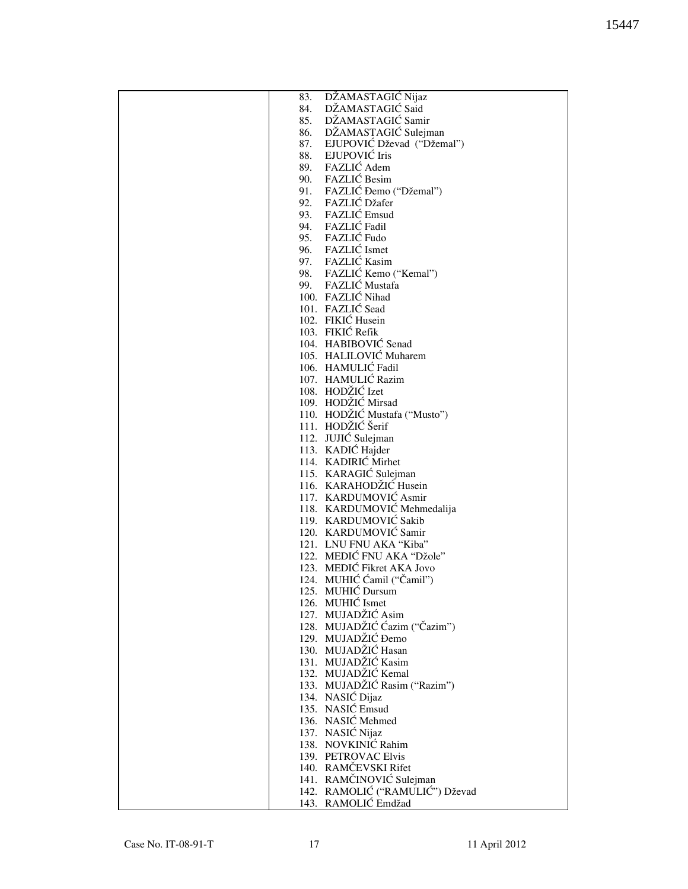| | |
|---|---|
| | 83. DŽAMASTAGIĆ Nijaz<br>84. DŽAMASTAGIĆ Said<br>85. DŽAMASTAGIĆ Samir<br>86. DŽAMASTAGIĆ Sulejman<br>87. EJUPOVIĆ Dževad ("Džemal")<br>88. EJUPOVIĆ Iris<br>89. FAZLIĆ Adem<br>90. FAZLIĆ Besim<br>91. FAZLIĆ Đemo ("Džemal")<br>92. FAZLIĆ Džafer<br>93. FAZLIĆ Emsud<br>94. FAZLIĆ Fadil<br>95. FAZLIĆ Fudo<br>96. FAZLIĆ Ismet<br>97. FAZLIĆ Kasim<br>98. FAZLIĆ Kemo ("Kemal")<br>99. FAZLIĆ Mustafa<br>100. FAZLIĆ Nihad<br>101. FAZLIĆ Sead<br>102. FIKIĆ Husein<br>103. FIKIĆ Refik<br>104. HABIBOVIĆ Senad<br>105. HALILOVIĆ Muharem<br>106. HAMULIĆ Fadil<br>107. HAMULIĆ Razim<br>108. HODŽIĆ Izet<br>109. HODŽIĆ Mirsad<br>110. HODŽIĆ Mustafa ("Musto")<br>111. HODŽIĆ Šerif<br>112. JUJIĆ Sulejman<br>113. KADIĆ Hajder<br>114. KADIRIĆ Mirhet<br>115. KARAGIĆ Sulejman<br>116. KARAHODŽIĆ Husein<br>117. KARDUMOVIĆ Asmir<br>118. KARDUMOVIĆ Mehmedalija<br>119. KARDUMOVIĆ Sakib<br>120. KARDUMOVIĆ Samir<br>121. LNU FNU AKA "Kiba"<br>122. MEDIĆ FNU AKA "Džole"<br>123. MEDIĆ Fikret AKA Jovo<br>124. MUHIĆ Ćamil ("Čamil")<br>125. MUHIĆ Dursum<br>126. MUHIĆ Ismet<br>127. MUJADŽIĆ Asim<br>128. MUJADŽIĆ Ćazim ("Čazim")<br>129. MUJADŽIĆ Đemo<br>130. MUJADŽIĆ Hasan<br>131. MUJADŽIĆ Kasim<br>132. MUJADŽIĆ Kemal<br>133. MUJADŽIĆ Rasim ("Razim")<br>134. NASIĆ Dijaz<br>135. NASIĆ Emsud<br>136. NASIĆ Mehmed<br>137. NASIĆ Nijaz<br>138. NOVKINIĆ Rahim<br>139. PETROVAC Elvis<br>140. RAMČEVSKI Rifet<br>141. RAMČINOVIĆ Sulejman<br>142. RAMOLIĆ ("RAMULIĆ") Dževad<br>143. RAMOLIĆ Emdžad |

Case No. IT-08-91-T 17 11 April 2012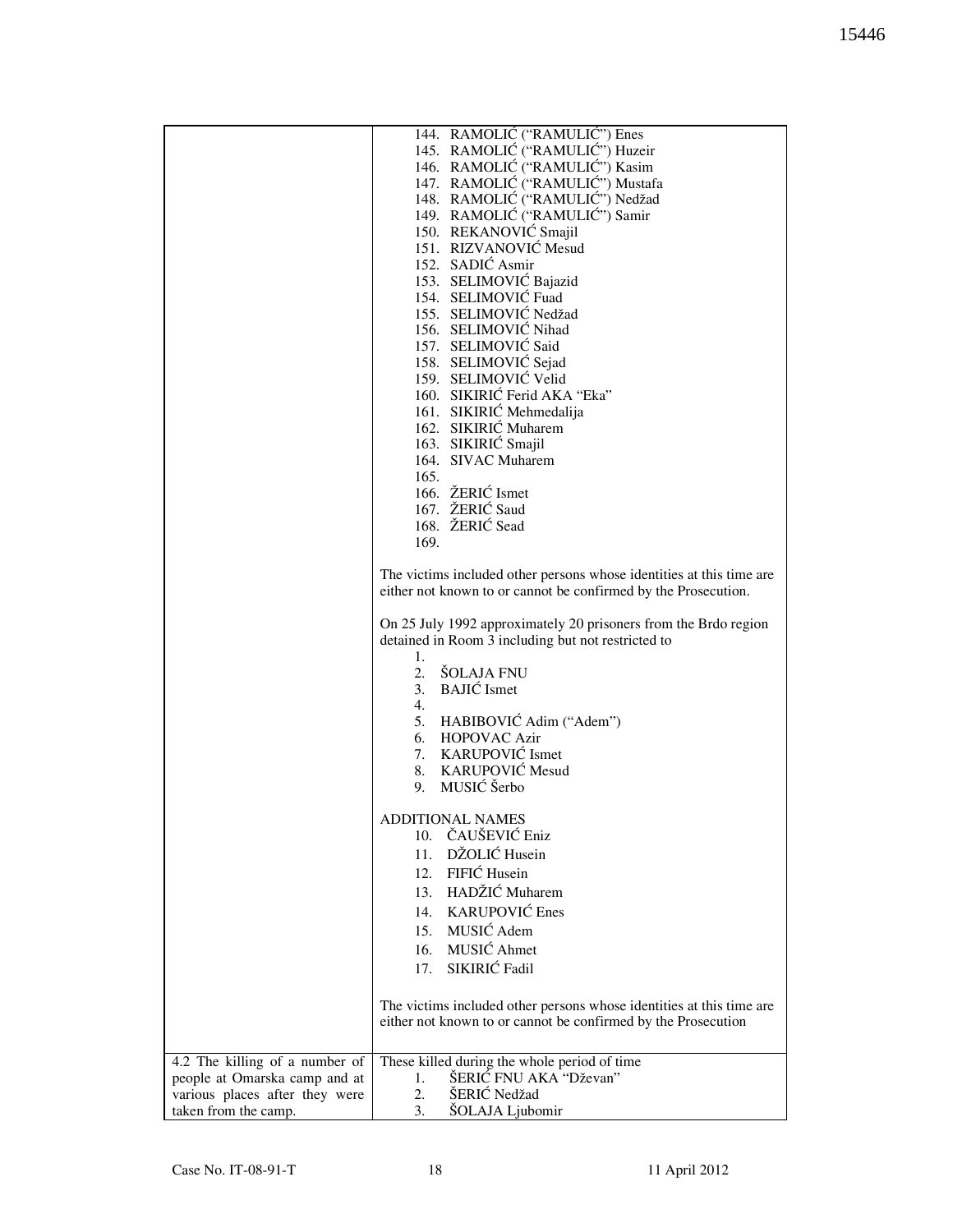| | |
|---|---|
| | 144. RAMOLIĆ ("RAMULIĆ") Enes<br>145. RAMOLIĆ ("RAMULIĆ") Huzeir<br>146. RAMOLIĆ ("RAMULIĆ") Kasim<br>147. RAMOLIĆ ("RAMULIĆ") Mustafa<br>148. RAMOLIĆ ("RAMULIĆ") Nedžad<br>149. RAMOLIĆ ("RAMULIĆ") Samir<br>150. REKANOVIĆ Smajil<br>151. RIZVANOVIĆ Mesud<br>152. SADIĆ Asmir<br>153. SELIMOVIĆ Bajazid<br>154. SELIMOVIĆ Fuad<br>155. SELIMOVIĆ Nedžad<br>156. SELIMOVIĆ Nihad<br>157. SELIMOVIĆ Said<br>158. SELIMOVIĆ Sejad<br>159. SELIMOVIĆ Velid<br>160. SIKIRIĆ Ferid AKA "Eka"<br>161. SIKIRIĆ Mehmedalija<br>162. SIKIRIĆ Muharem<br>163. SIKIRIĆ Smajil<br>164. SIVAC Muharem<br>165.<br>166. ŽERIĆ Ismet<br>167. ŽERIĆ Saud<br>168. ŽERIĆ Sead<br>169.<br><br>The victims included other persons whose identities at this time are either not known to or cannot be confirmed by the Prosecution.<br><br>On 25 July 1992 approximately 20 prisoners from the Brdo region detained in Room 3 including but not restricted to<br>1.<br>2. ŠOLAJA FNU<br>3. BAJIĆ Ismet<br>4.<br>5. HABIBOVIĆ Adim ("Adem")<br>6. HOPOVAC Azir<br>7. KARUPOVIĆ Ismet<br>8. KARUPOVIĆ Mesud<br>9. MUSIĆ Šerbo<br><br>ADDITIONAL NAMES<br>10. ČAUŠEVIĆ Eniz<br>11. DŽOLIĆ Husein<br>12. FIFIĆ Husein<br>13. HADŽIĆ Muharem<br>14. KARUPOVIĆ Enes<br>15. MUSIĆ Adem<br>16. MUSIĆ Ahmet<br>17. SIKIRIĆ Fadil<br><br>The victims included other persons whose identities at this time are either not known to or cannot be confirmed by the Prosecution |
| 4.2 The killing of a number of people at Omarska camp and at various places after they were taken from the camp. | These killed during the whole period of time<br>1. ŠERIĆ FNU AKA "Dževan"<br>2. ŠERIĆ Nedžad<br>3. ŠOLAJA Ljubomir |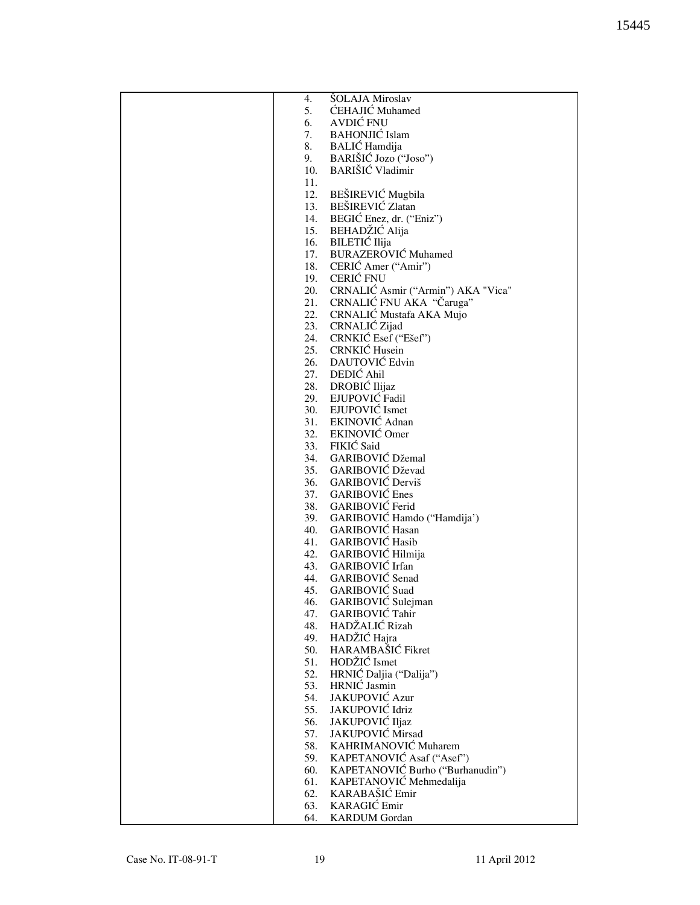| | |
|---|---|
| | 4. ŠOLAJA Miroslav<br>5. ĆEHAJIĆ Muhamed<br>6. AVDIĆ FNU<br>7. BAHONJIĆ Islam<br>8. BALIĆ Hamdija<br>9. BARIŠIĆ Jozo ("Joso")<br>10. BARIŠIĆ Vladimir<br>11.<br>12. BEŠIREVIĆ Mugbila<br>13. BEŠIREVIĆ Zlatan<br>14. BEGIĆ Enez, dr. ("Eniz")<br>15. BEHADŽIĆ Alija<br>16. BILETIĆ Ilija<br>17. BURAZEROVIĆ Muhamed<br>18. CERIĆ Amer ("Amir")<br>19. CERIĆ FNU<br>20. CRNALIĆ Asmir ("Armin") AKA "Vica"<br>21. CRNALIĆ FNU AKA "Čaruga"<br>22. CRNALIĆ Mustafa AKA Mujo<br>23. CRNALIĆ Zijad<br>24. CRNKIĆ Esef ("Ešef")<br>25. CRNKIĆ Husein<br>26. DAUTOVIĆ Edvin<br>27. DEDIĆ Ahil<br>28. DROBIĆ Ilijaz<br>29. EJUPOVIĆ Fadil<br>30. EJUPOVIĆ Ismet<br>31. EKINOVIĆ Adnan<br>32. EKINOVIĆ Omer<br>33. FIKIĆ Said<br>34. GARIBOVIĆ Džemal<br>35. GARIBOVIĆ Dževad<br>36. GARIBOVIĆ Derviš<br>37. GARIBOVIĆ Enes<br>38. GARIBOVIĆ Ferid<br>39. GARIBOVIĆ Hamdo ("Hamdija')<br>40. GARIBOVIĆ Hasan<br>41. GARIBOVIĆ Hasib<br>42. GARIBOVIĆ Hilmija<br>43. GARIBOVIĆ Irfan<br>44. GARIBOVIĆ Senad<br>45. GARIBOVIĆ Suad<br>46. GARIBOVIĆ Sulejman<br>47. GARIBOVIĆ Tahir<br>48. HADŽALIĆ Rizah<br>49. HADŽIĆ Hajra<br>50. HARAMBAŠIĆ Fikret<br>51. HODŽIĆ Ismet<br>52. HRNIĆ Daljia ("Dalija")<br>53. HRNIĆ Jasmin<br>54. JAKUPOVIĆ Azur<br>55. JAKUPOVIĆ Idriz<br>56. JAKUPOVIĆ Iljaz<br>57. JAKUPOVIĆ Mirsad<br>58. KAHRIMANOVIĆ Muharem<br>59. KAPETANOVIĆ Asaf ("Asef")<br>60. KAPETANOVIĆ Burho ("Burhanudin")<br>61. KAPETANOVIĆ Mehmedalija<br>62. KARABAŠIĆ Emir<br>63. KARAGIĆ Emir<br>64. KARDUM Gordan |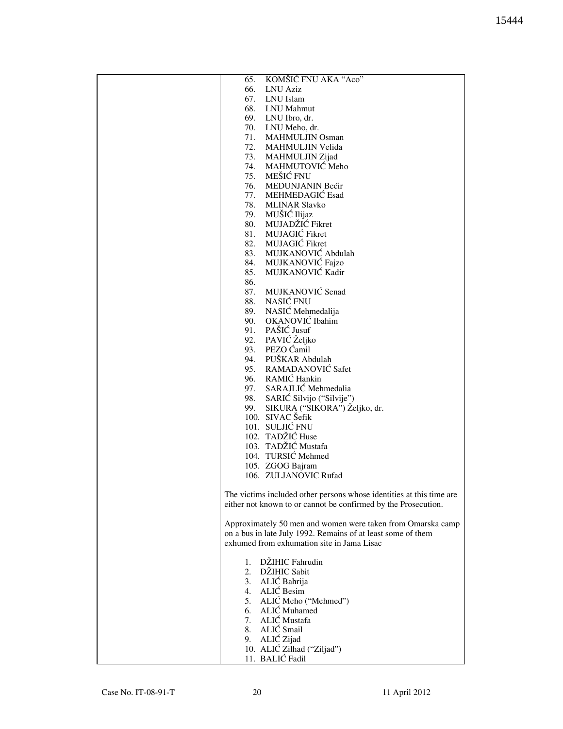| | 65. KOMŠIĆ FNU AKA "Aco"<br>66. LNU Aziz<br>67. LNU Islam<br>68. LNU Mahmut<br>69. LNU Ibro, dr.<br>70. LNU Meho, dr.<br>71. MAHMULJIN Osman<br>72. MAHMULJIN Velida<br>73. MAHMULJIN Zijad<br>74. MAHMUTOVIĆ Meho<br>75. MEŠIĆ FNU<br>76. MEDUNJANIN Bećir<br>77. MEHMEDAGIĆ Esad<br>78. MLINAR Slavko<br>79. MUŠIĆ Ilijaz<br>80. MUJADŽIĆ Fikret<br>81. MUJAGIĆ Fikret<br>82. MUJAGIĆ Fikret<br>83. MUJKANOVIĆ Abdulah<br>84. MUJKANOVIĆ Fajzo<br>85. MUJKANOVIĆ Kadir<br>86.<br>87. MUJKANOVIĆ Senad<br>88. NASIĆ FNU<br>89. NASIĆ Mehmedalija<br>90. OKANOVIĆ Ibahim<br>91. PAŠIĆ Jusuf<br>92. PAVIĆ Željko<br>93. PEZO Ćamil<br>94. PUŠKAR Abdulah<br>95. RAMADANOVIĆ Safet<br>96. RAMIĆ Hankin<br>97. SARAJLIĆ Mehmedalia<br>98. SARIĆ Silvijo ("Silvije")<br>99. SIKURA ("SIKORA") Željko, dr.<br>100. SIVAC Šefik<br>101. SULJIĆ FNU<br>102. TADŽIĆ Huse<br>103. TADŽIĆ Mustafa<br>104. TURSIĆ Mehmed<br>105. ZGOG Bajram<br>106. ZULJANOVIC Rufad<br><br>The victims included other persons whose identities at this time are either not known to or cannot be confirmed by the Prosecution.<br><br>Approximately 50 men and women were taken from Omarska camp on a bus in late July 1992. Remains of at least some of them exhumed from exhumation site in Jama Lisac<br><br>1. DŽIHIC Fahrudin<br>2. DŽIHIC Sabit<br>3. ALIĆ Bahrija<br>4. ALIĆ Besim<br>5. ALIĆ Meho ("Mehmed")<br>6. ALIĆ Muhamed<br>7. ALIĆ Mustafa<br>8. ALIĆ Smail<br>9. ALIĆ Zijad<br>10. ALIĆ Zilhad ("Ziljad")<br>11. BALIĆ Fadil |
|---|---|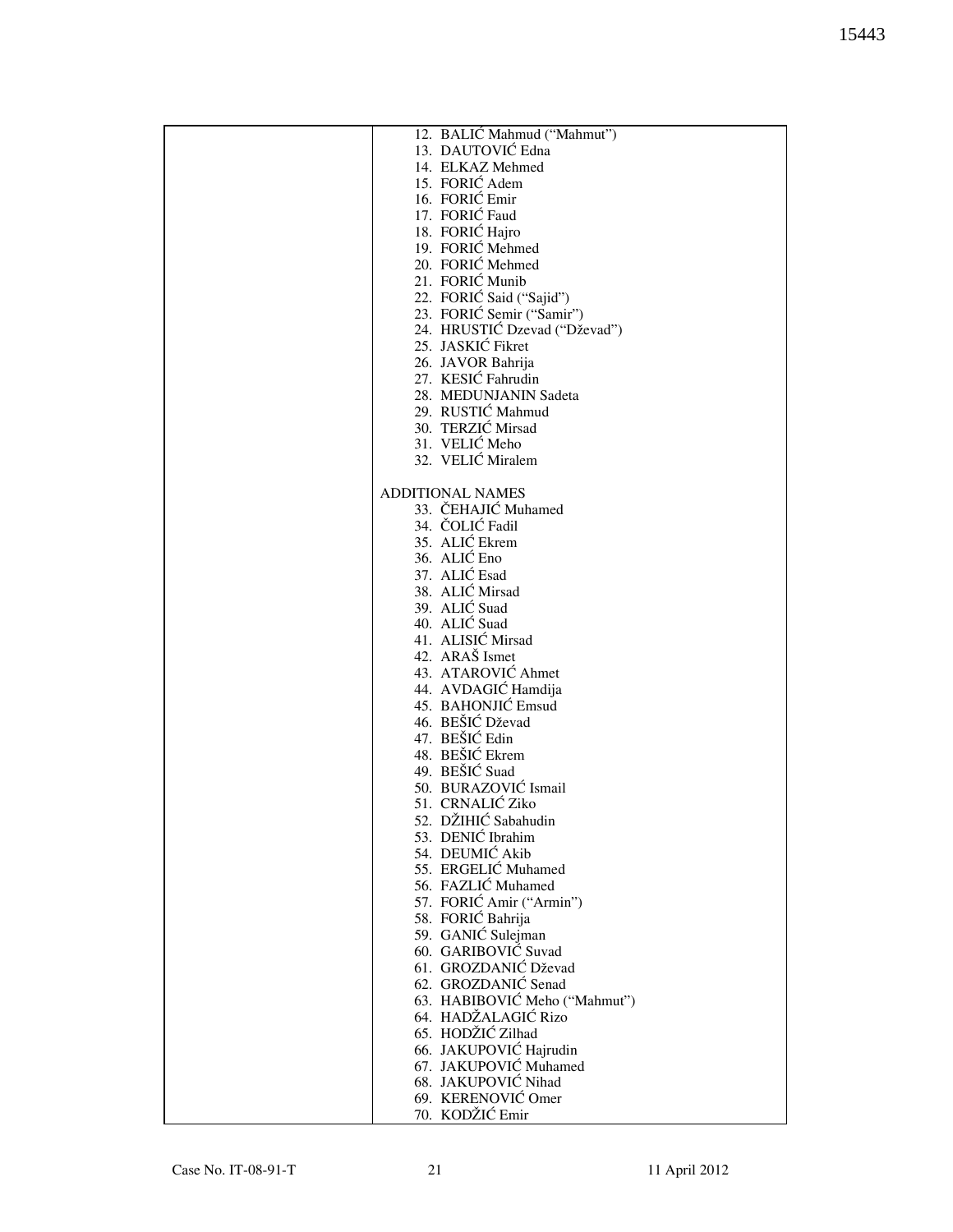| | |
|---|---|
| | 12. BALIĆ Mahmud ("Mahmut")<br>13. DAUTOVIĆ Edna<br>14. ELKAZ Mehmed<br>15. FORIĆ Adem<br>16. FORIĆ Emir<br>17. FORIĆ Faud<br>18. FORIĆ Hajro<br>19. FORIĆ Mehmed<br>20. FORIĆ Mehmed<br>21. FORIĆ Munib<br>22. FORIĆ Said ("Sajid")<br>23. FORIĆ Semir ("Samir")<br>24. HRUSTIĆ Dzevad ("Dževad")<br>25. JASKIĆ Fikret<br>26. JAVOR Bahrija<br>27. KESIĆ Fahrudin<br>28. MEDUNJANIN Sadeta<br>29. RUSTIĆ Mahmud<br>30. TERZIĆ Mirsad<br>31. VELIĆ Meho<br>32. VELIĆ Miralem<br><br>ADDITIONAL NAMES<br>33. ČEHAJIĆ Muhamed<br>34. ČOLIĆ Fadil<br>35. ALIĆ Ekrem<br>36. ALIĆ Eno<br>37. ALIĆ Esad<br>38. ALIĆ Mirsad<br>39. ALIĆ Suad<br>40. ALIĆ Suad<br>41. ALISIĆ Mirsad<br>42. ARAŠ Ismet<br>43. ATAROVIĆ Ahmet<br>44. AVDAGIĆ Hamdija<br>45. BAHONJIĆ Emsud<br>46. BEŠIĆ Dževad<br>47. BEŠIĆ Edin<br>48. BEŠIĆ Ekrem<br>49. BEŠIĆ Suad<br>50. BURAZOVIĆ Ismail<br>51. CRNALIĆ Ziko<br>52. DŽIHIĆ Sabahudin<br>53. DENIĆ Ibrahim<br>54. DEUMIĆ Akib<br>55. ERGELIĆ Muhamed<br>56. FAZLIĆ Muhamed<br>57. FORIĆ Amir ("Armin")<br>58. FORIĆ Bahrija<br>59. GANIĆ Sulejman<br>60. GARIBOVIĆ Suvad<br>61. GROZDANIĆ Dževad<br>62. GROZDANIĆ Senad<br>63. HABIBOVIĆ Meho ("Mahmut")<br>64. HADŽALAGIĆ Rizo<br>65. HODŽIĆ Zilhad<br>66. JAKUPOVIĆ Hajrudin<br>67. JAKUPOVIĆ Muhamed<br>68. JAKUPOVIĆ Nihad<br>69. KERENOVIĆ Omer<br>70. KODŽIĆ Emir |

Case No. IT-08-91-T 21 11 April 2012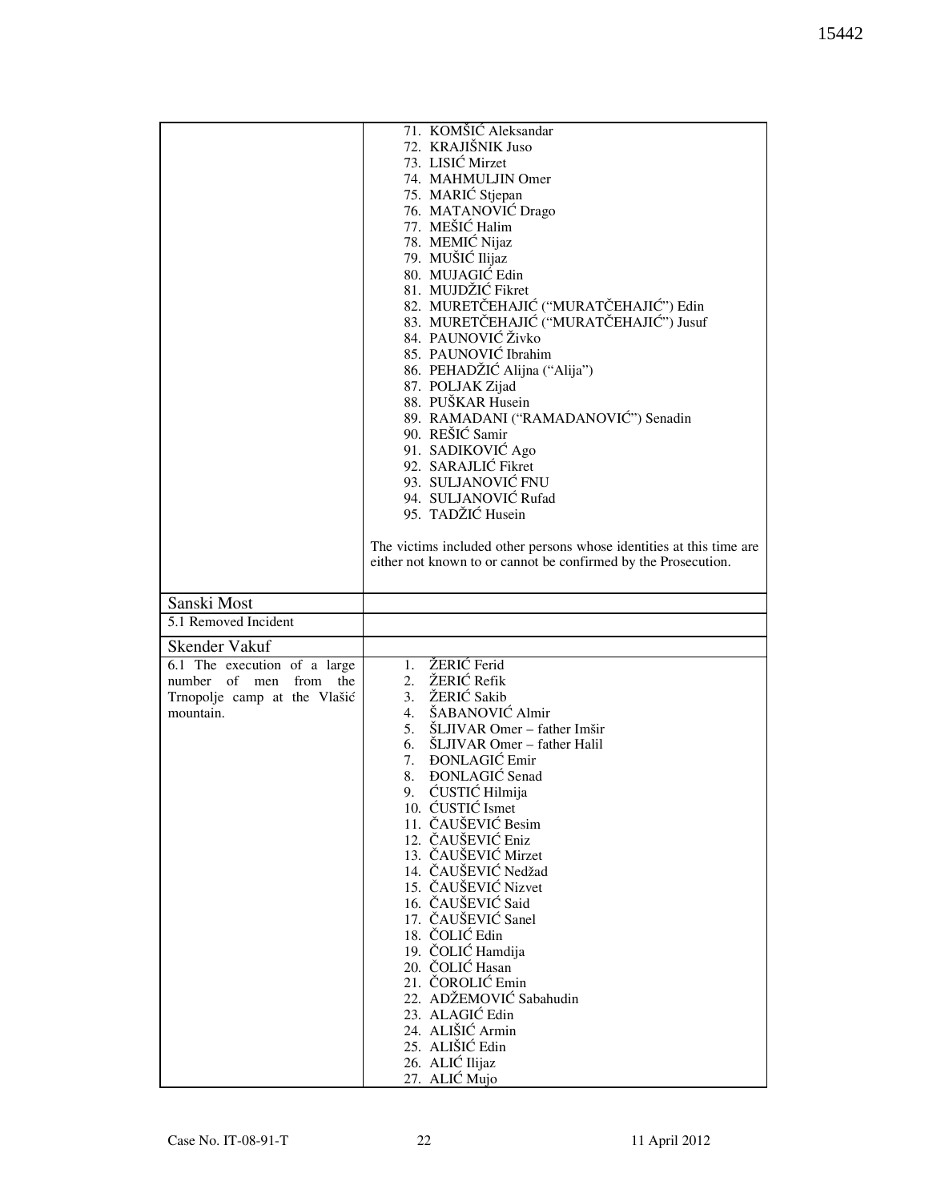| | |
|---|---|
| | 71. KOMŠIĆ Aleksandar<br>72. KRAJIŠNIK Juso<br>73. LISIĆ Mirzet<br>74. MAHMULJIN Omer<br>75. MARIĆ Stjepan<br>76. MATANOVIĆ Drago<br>77. MEŠIĆ Halim<br>78. MEMIĆ Nijaz<br>79. MUŠIĆ Ilijaz<br>80. MUJAGIĆ Edin<br>81. MUJDŽIĆ Fikret<br>82. MURETČEHAJIĆ ("MURATČEHAJIĆ") Edin<br>83. MURETČEHAJIĆ ("MURATČEHAJIĆ") Jusuf<br>84. PAUNOVIĆ Živko<br>85. PAUNOVIĆ Ibrahim<br>86. PEHADŽIĆ Alijna ("Alija")<br>87. POLJAK Zijad<br>88. PUŠKAR Husein<br>89. RAMADANI ("RAMADANOVIĆ") Senadin<br>90. REŠIĆ Samir<br>91. SADIKOVIĆ Ago<br>92. SARAJLIĆ Fikret<br>93. SULJANOVIĆ FNU<br>94. SULJANOVIĆ Rufad<br>95. TADŽIĆ Husein<br><br>The victims included other persons whose identities at this time are either not known to or cannot be confirmed by the Prosecution. |
| Sanski Most | |
| 5.1 Removed Incident | |
| Skender Vakuf | |
| 6.1 The execution of a large number of men from the Trnopolje camp at the Vlašić mountain. | 1. ŽERIĆ Ferid<br>2. ŽERIĆ Refik<br>3. ŽERIĆ Sakib<br>4. ŠABANOVIĆ Almir<br>5. ŠLJIVAR Omer – father Imšir<br>6. ŠLJIVAR Omer – father Halil<br>7. ĐONLAGIĆ Emir<br>8. ĐONLAGIĆ Senad<br>9. ĆUSTIĆ Hilmija<br>10. ĆUSTIĆ Ismet<br>11. ČAUŠEVIĆ Besim<br>12. ČAUŠEVIĆ Eniz<br>13. ČAUŠEVIĆ Mirzet<br>14. ČAUŠEVIĆ Nedžad<br>15. ČAUŠEVIĆ Nizvet<br>16. ČAUŠEVIĆ Said<br>17. ČAUŠEVIĆ Sanel<br>18. ČOLIĆ Edin<br>19. ČOLIĆ Hamdija<br>20. ČOLIĆ Hasan<br>21. ČOROLIĆ Emin<br>22. ADŽEMOVIĆ Sabahudin<br>23. ALAGIĆ Edin<br>24. ALIŠIĆ Armin<br>25. ALIŠIĆ Edin<br>26. ALIĆ Ilijaz<br>27. ALIĆ Mujo |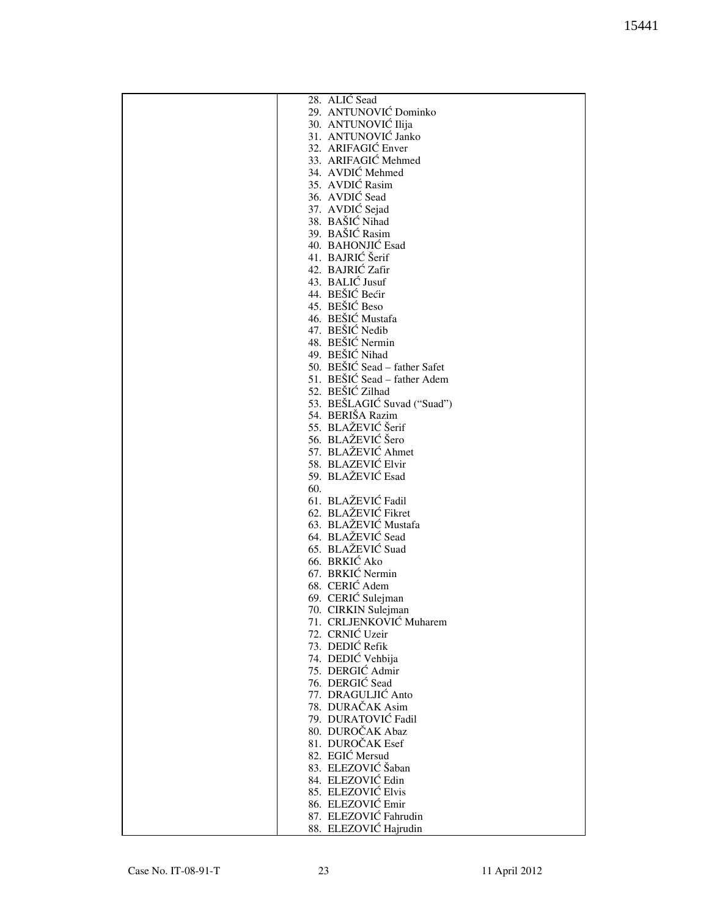| | |
|---|---|
| | 28. ALIĆ Sead<br>29. ANTUNOVIĆ Dominko<br>30. ANTUNOVIĆ Ilija<br>31. ANTUNOVIĆ Janko<br>32. ARIFAGIĆ Enver<br>33. ARIFAGIĆ Mehmed<br>34. AVDIĆ Mehmed<br>35. AVDIĆ Rasim<br>36. AVDIĆ Sead<br>37. AVDIĆ Sejad<br>38. BAŠIĆ Nihad<br>39. BAŠIĆ Rasim<br>40. BAHONJIĆ Esad<br>41. BAJRIĆ Šerif<br>42. BAJRIĆ Zafir<br>43. BALIĆ Jusuf<br>44. BEŠIĆ Bećir<br>45. BEŠIĆ Beso<br>46. BEŠIĆ Mustafa<br>47. BEŠIĆ Neđib<br>48. BEŠIĆ Nermin<br>49. BEŠIĆ Nihad<br>50. BEŠIĆ Sead – father Safet<br>51. BEŠIĆ Sead – father Adem<br>52. BEŠIĆ Zilhad<br>53. BEŠLAGIĆ Suvad ("Suad")<br>54. BERIŠA Razim<br>55. BLAŽEVIĆ Šerif<br>56. BLAŽEVIĆ Šero<br>57. BLAŽEVIĆ Ahmet<br>58. BLAZEVIĆ Elvir<br>59. BLAŽEVIĆ Esad<br>60.<br>61. BLAŽEVIĆ Fadil<br>62. BLAŽEVIĆ Fikret<br>63. BLAŽEVIĆ Mustafa<br>64. BLAŽEVIĆ Sead<br>65. BLAŽEVIĆ Suad<br>66. BRKIĆ Ako<br>67. BRKIĆ Nermin<br>68. CERIĆ Adem<br>69. CERIĆ Sulejman<br>70. CIRKIN Sulejman<br>71. CRLJENKOVIĆ Muharem<br>72. CRNIĆ Uzeir<br>73. DEDIĆ Refik<br>74. DEDIĆ Vehbija<br>75. DERGIĆ Admir<br>76. DERGIĆ Sead<br>77. DRAGULJIĆ Anto<br>78. DURAČAK Asim<br>79. DURATOVIĆ Fadil<br>80. DUROČAK Abaz<br>81. DUROČAK Esef<br>82. EGIĆ Mersud<br>83. ELEZOVIĆ Šaban<br>84. ELEZOVIĆ Edin<br>85. ELEZOVIĆ Elvis<br>86. ELEZOVIĆ Emir<br>87. ELEZOVIĆ Fahrudin<br>88. ELEZOVIĆ Hajrudin |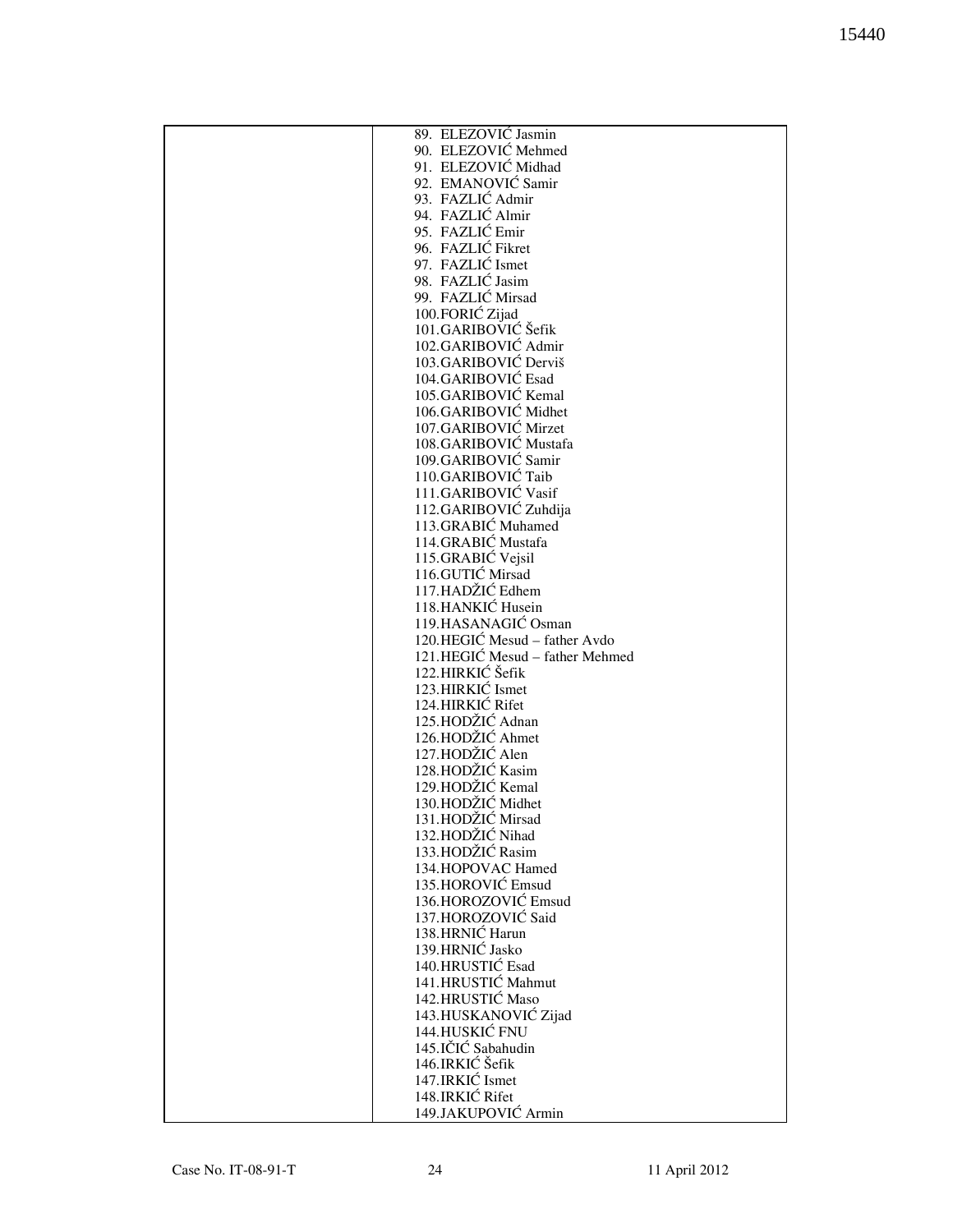| | |
|---|---|
| | 89. ELEZOVIĆ Jasmin<br>90. ELEZOVIĆ Mehmed<br>91. ELEZOVIĆ Midhad<br>92. EMANOVIĆ Samir<br>93. FAZLIĆ Admir<br>94. FAZLIĆ Almir<br>95. FAZLIĆ Emir<br>96. FAZLIĆ Fikret<br>97. FAZLIĆ Ismet<br>98. FAZLIĆ Jasim<br>99. FAZLIĆ Mirsad<br>100.FORIĆ Zijad<br>101.GARIBOVIĆ Šefik<br>102.GARIBOVIĆ Admir<br>103.GARIBOVIĆ Derviš<br>104.GARIBOVIĆ Esad<br>105.GARIBOVIĆ Kemal<br>106.GARIBOVIĆ Midhet<br>107.GARIBOVIĆ Mirzet<br>108.GARIBOVIĆ Mustafa<br>109.GARIBOVIĆ Samir<br>110.GARIBOVIĆ Taib<br>111.GARIBOVIĆ Vasif<br>112.GARIBOVIĆ Zuhdija<br>113.GRABIĆ Muhamed<br>114.GRABIĆ Mustafa<br>115.GRABIĆ Vejsil<br>116.GUTIĆ Mirsad<br>117.HADŽIĆ Edhem<br>118.HANKIĆ Husein<br>119.HASANAGIĆ Osman<br>120.HEGIĆ Mesud – father Avdo<br>121.HEGIĆ Mesud – father Mehmed<br>122.HIRKIĆ Šefik<br>123.HIRKIĆ Ismet<br>124.HIRKIĆ Rifet<br>125.HODŽIĆ Adnan<br>126.HODŽIĆ Ahmet<br>127.HODŽIĆ Alen<br>128.HODŽIĆ Kasim<br>129.HODŽIĆ Kemal<br>130.HODŽIĆ Midhet<br>131.HODŽIĆ Mirsad<br>132.HODŽIĆ Nihad<br>133.HODŽIĆ Rasim<br>134.HOPOVAC Hamed<br>135.HOROVIĆ Emsud<br>136.HOROZOVIĆ Emsud<br>137.HOROZOVIĆ Said<br>138.HRNIĆ Harun<br>139.HRNIĆ Jasko<br>140.HRUSTIĆ Esad<br>141.HRUSTIĆ Mahmut<br>142.HRUSTIĆ Maso<br>143.HUSKANOVIĆ Zijad<br>144.HUSKIĆ FNU<br>145.IČIĆ Sabahudin<br>146.IRKIĆ Šefik<br>147.IRKIĆ Ismet<br>148.IRKIĆ Rifet<br>149.JAKUPOVIĆ Armin |

Case No. IT-08-91-T 24 11 April 2012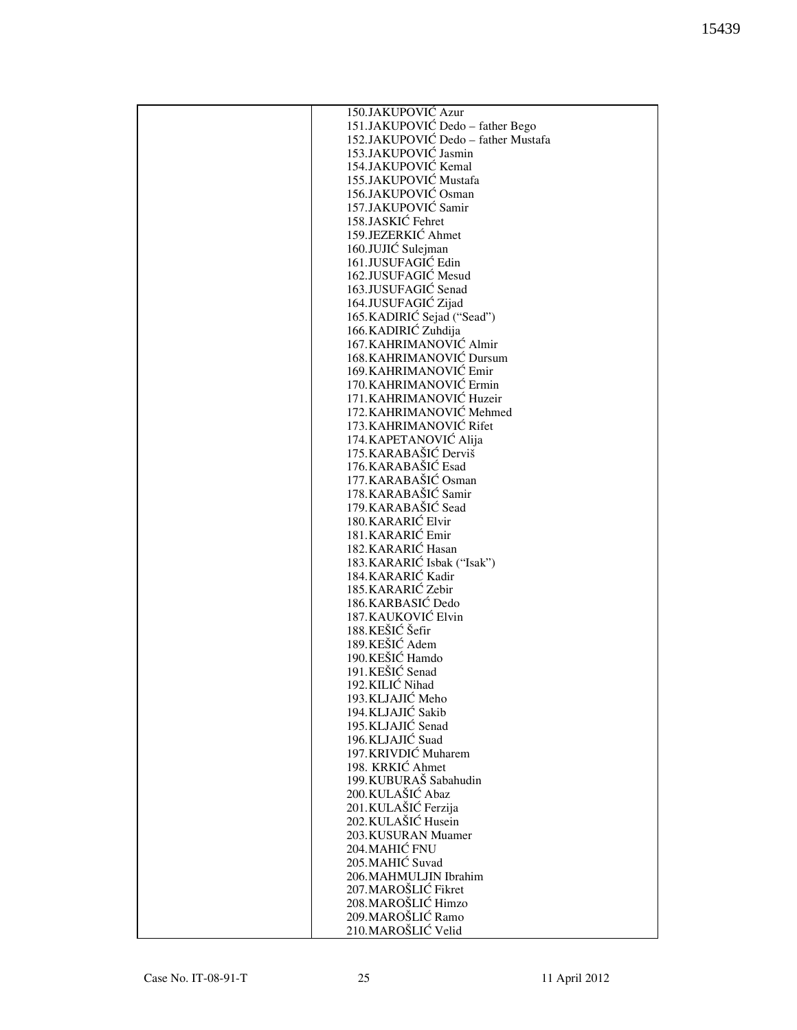|  |  |
|---|---|
|  | 150.JAKUPOVIĆ Azur<br>151.JAKUPOVIĆ Dedo – father Bego<br>152.JAKUPOVIĆ Dedo – father Mustafa<br>153.JAKUPOVIĆ Jasmin<br>154.JAKUPOVIĆ Kemal<br>155.JAKUPOVIĆ Mustafa<br>156.JAKUPOVIĆ Osman<br>157.JAKUPOVIĆ Samir<br>158.JASKIĆ Fehret<br>159.JEZERKIĆ Ahmet<br>160.JUJIĆ Sulejman<br>161.JUSUFAGIĆ Edin<br>162.JUSUFAGIĆ Mesud<br>163.JUSUFAGIĆ Senad<br>164.JUSUFAGIĆ Zijad<br>165.KADIRIĆ Sejad ("Sead")<br>166.KADIRIĆ Zuhdija<br>167.KAHRIMANOVIĆ Almir<br>168.KAHRIMANOVIĆ Dursum<br>169.KAHRIMANOVIĆ Emir<br>170.KAHRIMANOVIĆ Ermin<br>171.KAHRIMANOVIĆ Huzeir<br>172.KAHRIMANOVIĆ Mehmed<br>173.KAHRIMANOVIĆ Rifet<br>174.KAPETANOVIĆ Alija<br>175.KARABAŠIĆ Derviš<br>176.KARABAŠIĆ Esad<br>177.KARABAŠIĆ Osman<br>178.KARABAŠIĆ Samir<br>179.KARABAŠIĆ Sead<br>180.KARARIĆ Elvir<br>181.KARARIĆ Emir<br>182.KARARIĆ Hasan<br>183.KARARIĆ Isbak ("Isak")<br>184.KARARIĆ Kadir<br>185.KARARIĆ Zebir<br>186.KARBASIĆ Dedo<br>187.KAUKOVIĆ Elvin<br>188.KEŠIĆ Šefir<br>189.KEŠIĆ Adem<br>190.KEŠIĆ Hamdo<br>191.KEŠIĆ Senad<br>192.KILIĆ Nihad<br>193.KLJAJIĆ Meho<br>194.KLJAJIĆ Sakib<br>195.KLJAJIĆ Senad<br>196.KLJAJIĆ Suad<br>197.KRIVDIĆ Muharem<br>198. KRKIĆ Ahmet<br>199.KUBURAŠ Sabahudin<br>200.KULAŠIĆ Abaz<br>201.KULAŠIĆ Ferzija<br>202.KULAŠIĆ Husein<br>203.KUSURAN Muamer<br>204.MAHIĆ FNU<br>205.MAHIĆ Suvad<br>206.MAHMULJIN Ibrahim<br>207.MAROŠLIĆ Fikret<br>208.MAROŠLIĆ Himzo<br>209.MAROŠLIĆ Ramo<br>210.MAROŠLIĆ Velid |

Case No. IT-08-91-T 25 11 April 2012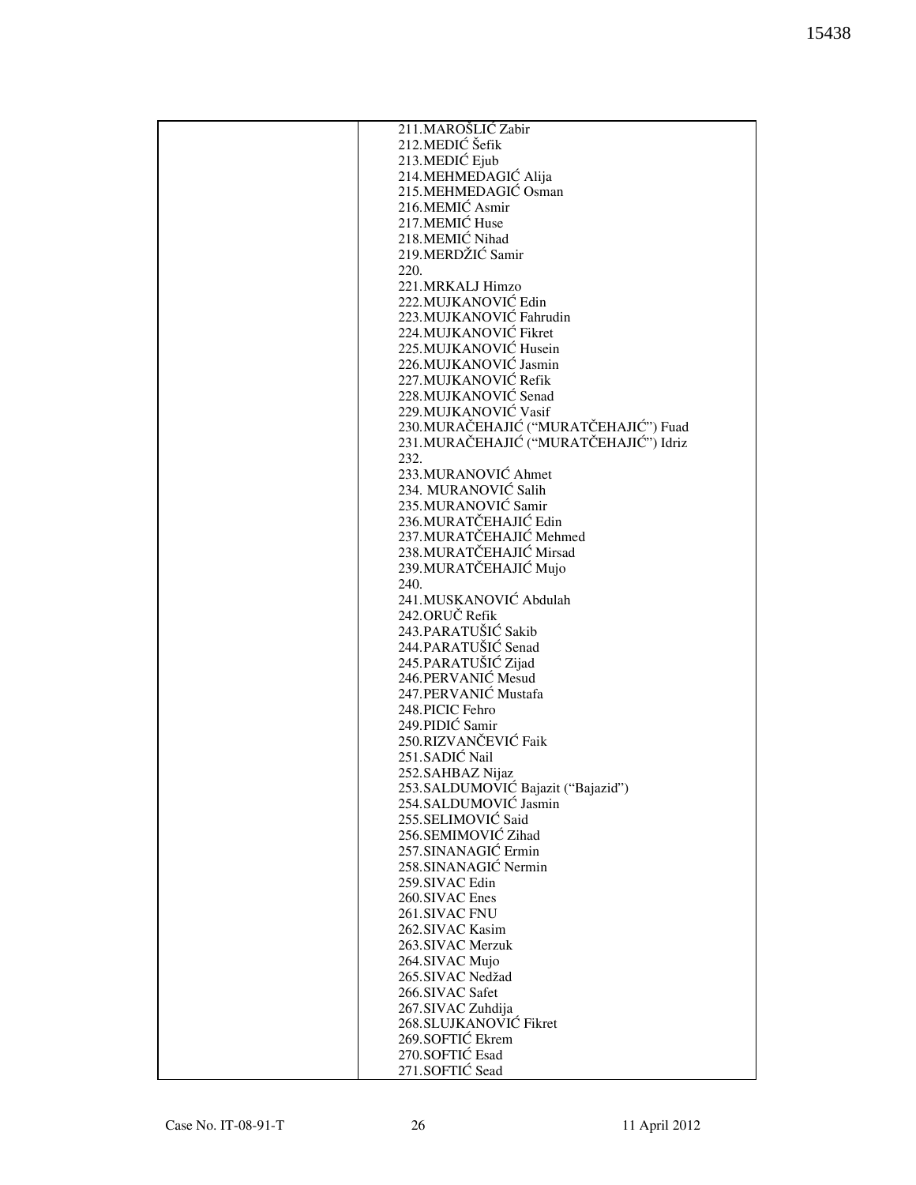| | |
|---|---|
| | 211.MAROŠLIĆ Zabir<br>212.MEDIĆ Šefik<br>213.MEDIĆ Ejub<br>214.MEHMEDAGIĆ Alija<br>215.MEHMEDAGIĆ Osman<br>216.MEMIĆ Asmir<br>217.MEMIĆ Huse<br>218.MEMIĆ Nihad<br>219.MERDŽIĆ Samir<br>220.<br>221.MRKALJ Himzo<br>222.MUJKANOVIĆ Edin<br>223.MUJKANOVIĆ Fahrudin<br>224.MUJKANOVIĆ Fikret<br>225.MUJKANOVIĆ Husein<br>226.MUJKANOVIĆ Jasmin<br>227.MUJKANOVIĆ Refik<br>228.MUJKANOVIĆ Senad<br>229.MUJKANOVIĆ Vasif<br>230.MURAČEHAJIĆ ("MURATČEHAJIĆ") Fuad<br>231.MURAČEHAJIĆ ("MURATČEHAJIĆ") Idriz<br>232.<br>233.MURANOVIĆ Ahmet<br>234. MURANOVIĆ Salih<br>235.MURANOVIĆ Samir<br>236.MURATČEHAJIĆ Edin<br>237.MURATČEHAJIĆ Mehmed<br>238.MURATČEHAJIĆ Mirsad<br>239.MURATČEHAJIĆ Mujo<br>240.<br>241.MUSKANOVIĆ Abdulah<br>242.ORUČ Refik<br>243.PARATUŠIĆ Sakib<br>244.PARATUŠIĆ Senad<br>245.PARATUŠIĆ Zijad<br>246.PERVANIĆ Mesud<br>247.PERVANIĆ Mustafa<br>248.PICIC Fehro<br>249.PIDIĆ Samir<br>250.RIZVANČEVIĆ Faik<br>251.SADIĆ Nail<br>252.SAHBAZ Nijaz<br>253.SALDUMOVIĆ Bajazit ("Bajazid")<br>254.SALDUMOVIĆ Jasmin<br>255.SELIMOVIĆ Said<br>256.SEMIMOVIĆ Zihad<br>257.SINANAGIĆ Ermin<br>258.SINANAGIĆ Nermin<br>259.SIVAC Edin<br>260.SIVAC Enes<br>261.SIVAC FNU<br>262.SIVAC Kasim<br>263.SIVAC Merzuk<br>264.SIVAC Mujo<br>265.SIVAC Nedžad<br>266.SIVAC Safet<br>267.SIVAC Zuhdija<br>268.SLUJKANOVIĆ Fikret<br>269.SOFTIĆ Ekrem<br>270.SOFTIĆ Esad<br>271.SOFTIĆ Sead |

Case No. IT-08-91-T 26 11 April 2012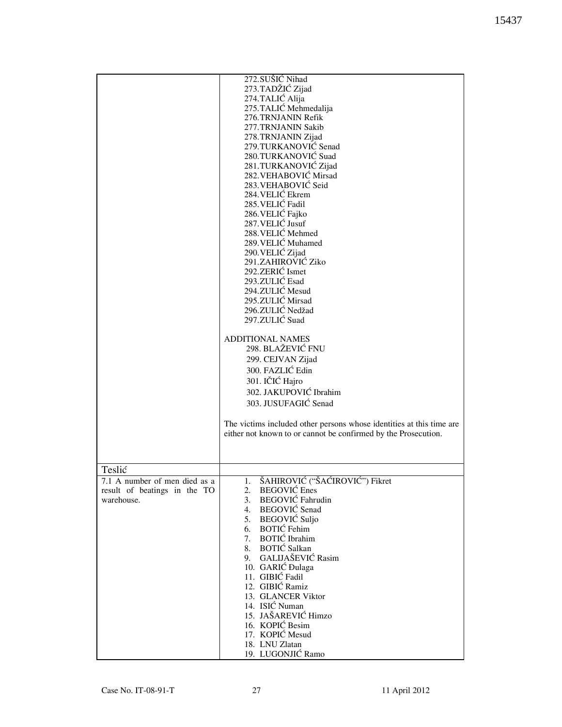| | |
|---|---|
| | 272. SUŠIĆ Nihad<br>273. TADŽIĆ Zijad<br>274. TALIĆ Alija<br>275. TALIĆ Mehmedalija<br>276. TRNJANIN Refik<br>277. TRNJANIN Sakib<br>278. TRNJANIN Zijad<br>279. TURKANOVIĆ Senad<br>280. TURKANOVIĆ Suad<br>281. TURKANOVIĆ Zijad<br>282. VEHABOVIĆ Mirsad<br>283. VEHABOVIĆ Seid<br>284. VELIĆ Ekrem<br>285. VELIĆ Fadil<br>286. VELIĆ Fajko<br>287. VELIĆ Jusuf<br>288. VELIĆ Mehmed<br>289. VELIĆ Muhamed<br>290. VELIĆ Zijad<br>291. ZAHIROVIĆ Ziko<br>292. ZERIĆ Ismet<br>293. ZULIĆ Esad<br>294. ZULIĆ Mesud<br>295. ZULIĆ Mirsad<br>296. ZULIĆ Nedžad<br>297. ZULIĆ Suad<br><br>ADDITIONAL NAMES<br>298. BLAŽEVIĆ FNU<br>299. CEJVAN Zijad<br>300. FAZLIĆ Edin<br>301. IČIĆ Hajro<br>302. JAKUPOVIĆ Ibrahim<br>303. JUSUFAGIĆ Senad<br><br>The victims included other persons whose identities at this time are either not known to or cannot be confirmed by the Prosecution. |
| Teslić | |
| 7.1 A number of men died as a result of beatings in the TO warehouse. | 1. ŠAHIROVIĆ ("ŠAĆIROVIĆ") Fikret<br>2. BEGOVIĆ Enes<br>3. BEGOVIĆ Fahrudin<br>4. BEGOVIĆ Senad<br>5. BEGOVIĆ Suljo<br>6. BOTIĆ Fehim<br>7. BOTIĆ Ibrahim<br>8. BOTIĆ Salkan<br>9. GALIJAŠEVIĆ Rasim<br>10. GARIĆ Đulaga<br>11. GIBIĆ Fadil<br>12. GIBIĆ Ramiz<br>13. GLANCER Viktor<br>14. ISIĆ Numan<br>15. JAŠAREVIĆ Himzo<br>16. KOPIĆ Besim<br>17. KOPIĆ Mesud<br>18. LNU Zlatan<br>19. LUGONJIĆ Ramo |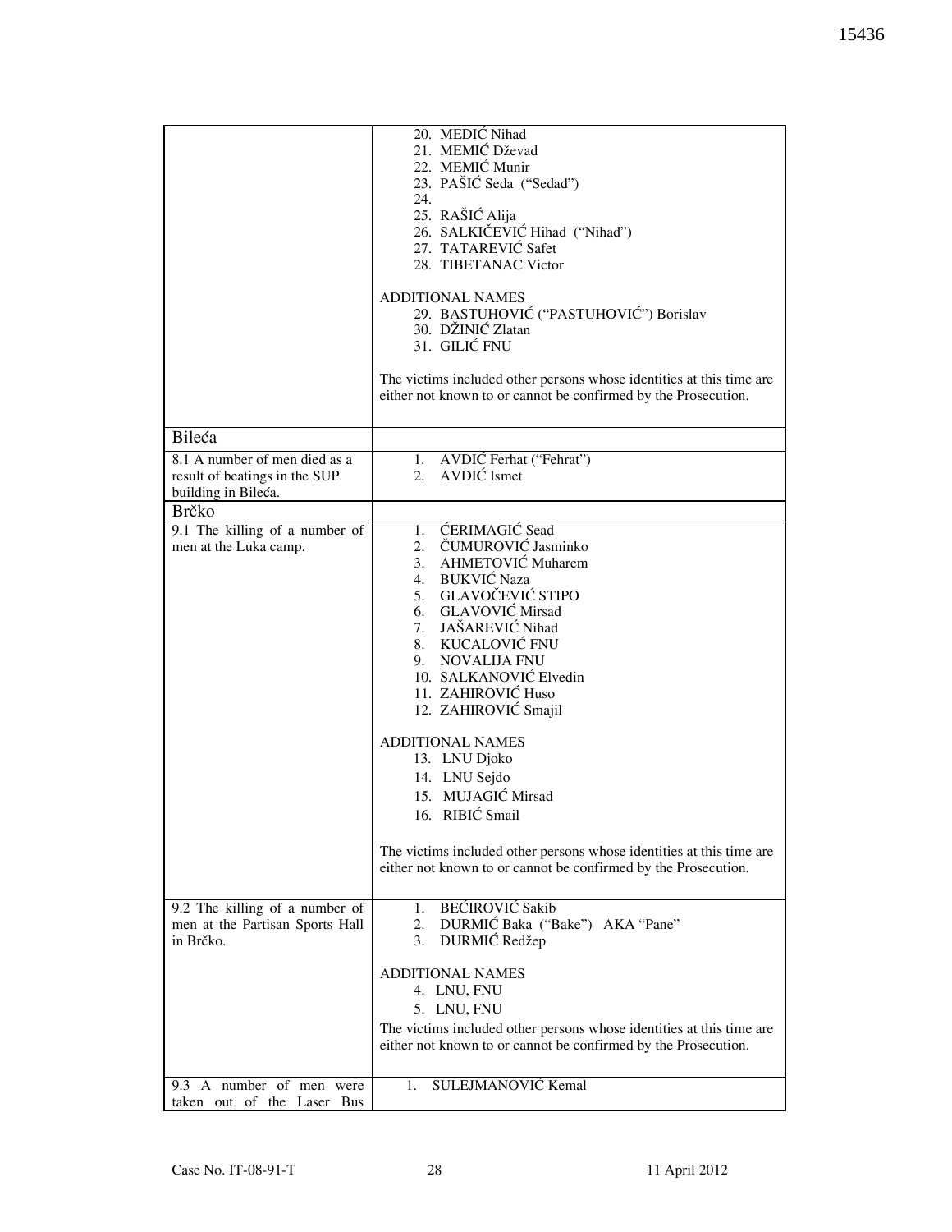| | |
|---|---|
| | 20. MEDIĆ Nihad<br>21. MEMIĆ Dževad<br>22. MEMIĆ Munir<br>23. PAŠIĆ Seda ("Sedad")<br>24.<br>25. RAŠIĆ Alija<br>26. SALKIČEVIĆ Hihad ("Nihad")<br>27. TATAREVIĆ Safet<br>28. TIBETANAC Victor<br><br>ADDITIONAL NAMES<br>29. BASTUHOVIĆ ("PASTUHOVIĆ") Borislav<br>30. DŽINIĆ Zlatan<br>31. GILIĆ FNU<br><br>The victims included other persons whose identities at this time are either not known to or cannot be confirmed by the Prosecution. |
| Bileća | |
| 8.1 A number of men died as a result of beatings in the SUP building in Bileća. | 1. AVDIĆ Ferhat ("Fehrat")<br>2. AVDIĆ Ismet |
| Brčko | |
| 9.1 The killing of a number of men at the Luka camp. | 1. ĆERIMAGIĆ Sead<br>2. ČUMUROVIĆ Jasminko<br>3. AHMETOVIĆ Muharem<br>4. BUKVIĆ Naza<br>5. GLAVOČEVIĆ STIPO<br>6. GLAVOVIĆ Mirsad<br>7. JAŠAREVIĆ Nihad<br>8. KUCALOVIĆ FNU<br>9. NOVALIJA FNU<br>10. SALKANOVIĆ Elvedin<br>11. ZAHIROVIĆ Huso<br>12. ZAHIROVIĆ Smajil<br><br>ADDITIONAL NAMES<br>13. LNU Djoko<br>14. LNU Sejdo<br>15. MUJAGIĆ Mirsad<br>16. RIBIĆ Smail<br><br>The victims included other persons whose identities at this time are either not known to or cannot be confirmed by the Prosecution. |
| 9.2 The killing of a number of men at the Partisan Sports Hall in Brčko. | 1. BEĆIROVIĆ Sakib<br>2. DURMIĆ Baka ("Bake") AKA "Pane"<br>3. DURMIĆ Redžep<br><br>ADDITIONAL NAMES<br>4. LNU, FNU<br>5. LNU, FNU<br><br>The victims included other persons whose identities at this time are either not known to or cannot be confirmed by the Prosecution. |
| 9.3 A number of men were taken out of the Laser Bus | 1. SULEJMANOVIĆ Kemal |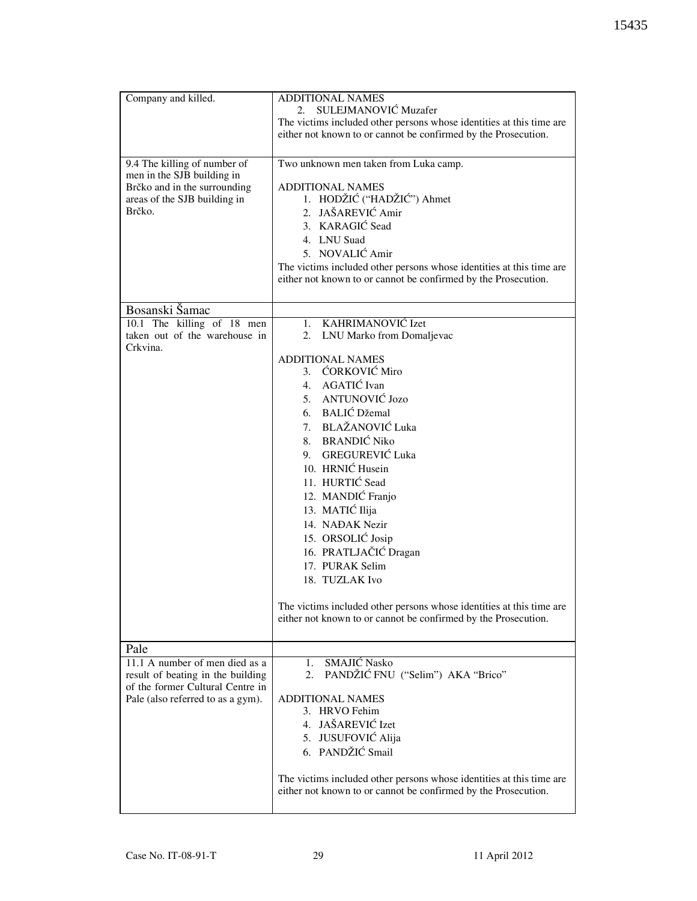| | |
|---|---|
| Company and killed. | ADDITIONAL NAMES<br>2. SULEJMANOVIĆ Muzafer<br>The victims included other persons whose identities at this time are either not known to or cannot be confirmed by the Prosecution. |
| 9.4 The killing of number of men in the SJB building in Brčko and in the surrounding areas of the SJB building in Brčko. | Two unknown men taken from Luka camp.<br><br>ADDITIONAL NAMES<br>1. HODŽIĆ ("HADŽIĆ") Ahmet<br>2. JAŠAREVIĆ Amir<br>3. KARAGIĆ Sead<br>4. LNU Suad<br>5. NOVALIĆ Amir<br>The victims included other persons whose identities at this time are either not known to or cannot be confirmed by the Prosecution. |
| Bosanski Šamac | |
| 10.1 The killing of 18 men taken out of the warehouse in Crkvina. | 1. KAHRIMANOVIĆ Izet<br>2. LNU Marko from Domaljevac<br><br>ADDITIONAL NAMES<br>3. ĆORKOVIĆ Miro<br>4. AGATIĆ Ivan<br>5. ANTUNOVIĆ Jozo<br>6. BALIĆ Džemal<br>7. BLAŽANOVIĆ Luka<br>8. BRANDIĆ Niko<br>9. GREGUREVIĆ Luka<br>10. HRNIĆ Husein<br>11. HURTIĆ Sead<br>12. MANDIĆ Franjo<br>13. MATIĆ Ilija<br>14. NAĐAK Nezir<br>15. ORSOLIĆ Josip<br>16. PRATLJAČIĆ Dragan<br>17. PURAK Selim<br>18. TUZLAK Ivo<br><br>The victims included other persons whose identities at this time are either not known to or cannot be confirmed by the Prosecution. |
| Pale | |
| 11.1 A number of men died as a result of beating in the building of the former Cultural Centre in Pale (also referred to as a gym). | 1. SMAJIĆ Nasko<br>2. PANDŽIĆ FNU ("Selim") AKA "Brico"<br><br>ADDITIONAL NAMES<br>3. HRVO Fehim<br>4. JAŠAREVIĆ Izet<br>5. JUSUFOVIĆ Alija<br>6. PANDŽIĆ Smail<br><br>The victims included other persons whose identities at this time are either not known to or cannot be confirmed by the Prosecution. |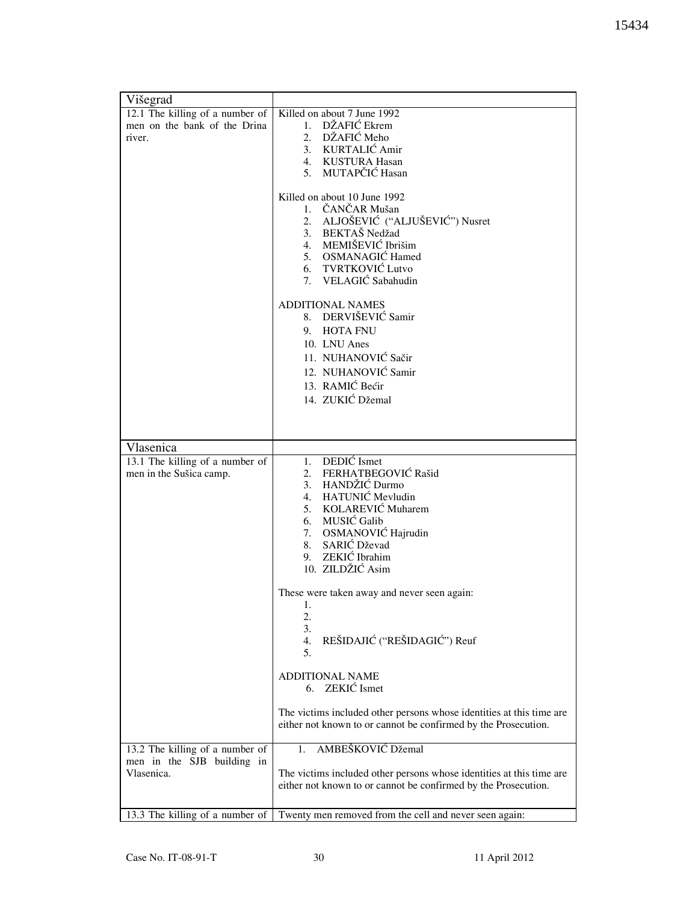| Višegrad | |
|---|---|
| 12.1 The killing of a number of men on the bank of the Drina river. | Killed on about 7 June 1992<br>1. DŽAFIĆ Ekrem<br>2. DŽAFIĆ Meho<br>3. KURTALIĆ Amir<br>4. KUSTURA Hasan<br>5. MUTAPČIĆ Hasan<br><br>Killed on about 10 June 1992<br>1. ČANČAR Mušan<br>2. ALJOŠEVIĆ ("ALJUŠEVIĆ") Nusret<br>3. BEKTAŠ Nedžad<br>4. MEMIŠEVIĆ Ibrišim<br>5. OSMANAGIĆ Hamed<br>6. TVRTKOVIĆ Lutvo<br>7. VELAGIĆ Sabahudin<br><br>ADDITIONAL NAMES<br>8. DERVIŠEVIĆ Samir<br>9. HOTA FNU<br>10. LNU Anes<br>11. NUHANOVIĆ Sačir<br>12. NUHANOVIĆ Samir<br>13. RAMIĆ Bećir<br>14. ZUKIĆ Džemal |
| **Vlasenica** | |
| 13.1 The killing of a number of men in the Sušica camp. | 1. DEDIĆ Ismet<br>2. FERHATBEGOVIĆ Rašid<br>3. HANDŽIĆ Durmo<br>4. HATUNIĆ Mevludin<br>5. KOLAREVIĆ Muharem<br>6. MUSIĆ Galib<br>7. OSMANOVIĆ Hajrudin<br>8. SARIĆ Dževad<br>9. ZEKIĆ Ibrahim<br>10. ZILDŽIĆ Asim<br><br>These were taken away and never seen again:<br>1.<br>2.<br>3.<br>4. REŠIDAJIĆ ("REŠIDAGIĆ") Reuf<br>5.<br><br>ADDITIONAL NAME<br>6. ZEKIĆ Ismet<br><br>The victims included other persons whose identities at this time are either not known to or cannot be confirmed by the Prosecution. |
| 13.2 The killing of a number of men in the SJB building in Vlasenica. | 1. AMBEŠKOVIĆ Džemal<br><br>The victims included other persons whose identities at this time are either not known to or cannot be confirmed by the Prosecution. |
| 13.3 The killing of a number of | Twenty men removed from the cell and never seen again: |

Case No. IT-08-91-T 30 11 April 2012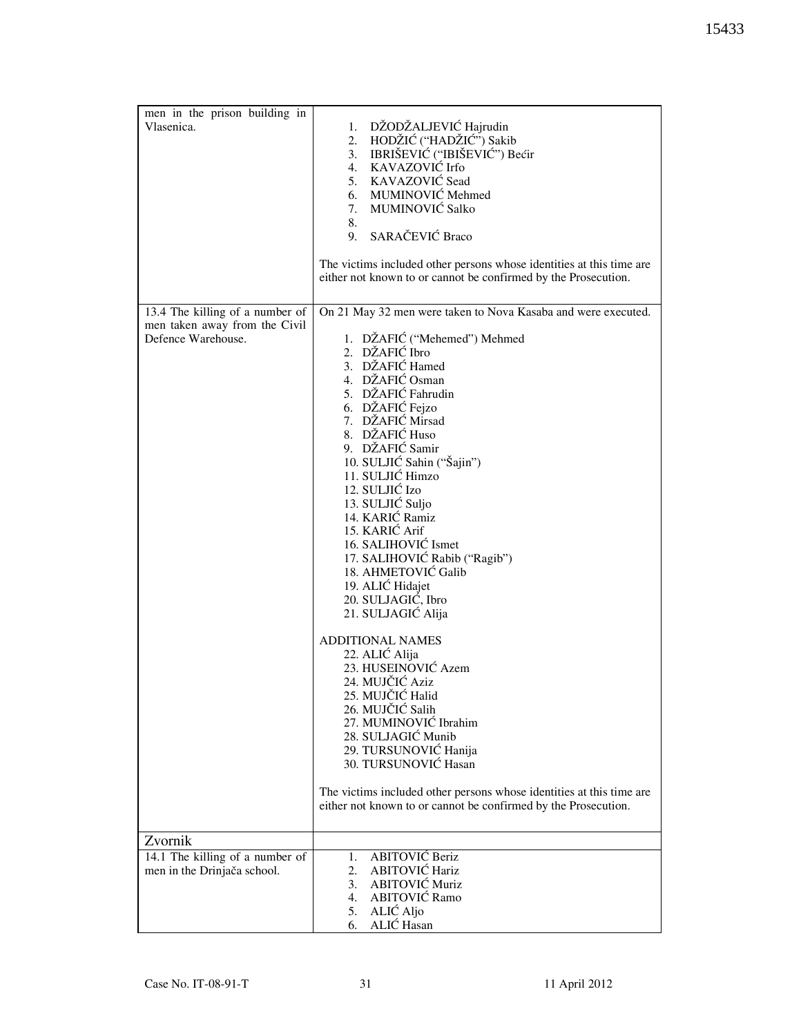| | |
|---|---|
| men in the prison building in Vlasenica. | 1. DŽODŽALJEVIĆ Hajrudin<br>2. HODŽIĆ ("HADŽIĆ") Sakib<br>3. IBRIŠEVIĆ ("IBIŠEVIĆ") Bećir<br>4. KAVAZOVIĆ Irfo<br>5. KAVAZOVIĆ Sead<br>6. MUMINOVIĆ Mehmed<br>7. MUMINOVIĆ Salko<br>8.<br>9. SARAČEVIĆ Braco<br><br>The victims included other persons whose identities at this time are either not known to or cannot be confirmed by the Prosecution. |
| 13.4 The killing of a number of men taken away from the Civil Defence Warehouse. | On 21 May 32 men were taken to Nova Kasaba and were executed.<br><br>1. DŽAFIĆ ("Mehemed") Mehmed<br>2. DŽAFIĆ Ibro<br>3. DŽAFIĆ Hamed<br>4. DŽAFIĆ Osman<br>5. DŽAFIĆ Fahrudin<br>6. DŽAFIĆ Fejzo<br>7. DŽAFIĆ Mirsad<br>8. DŽAFIĆ Huso<br>9. DŽAFIĆ Samir<br>10. SULJIĆ Sahin ("Šajin")<br>11. SULJIĆ Himzo<br>12. SULJIĆ Izo<br>13. SULJIĆ Suljo<br>14. KARIĆ Ramiz<br>15. KARIĆ Arif<br>16. SALIHOVIĆ Ismet<br>17. SALIHOVIĆ Rabib ("Ragib")<br>18. AHMETOVIĆ Galib<br>19. ALIĆ Hidajet<br>20. SULJAGIĆ, Ibro<br>21. SULJAGIĆ Alija<br><br>ADDITIONAL NAMES<br>22. ALIĆ Alija<br>23. HUSEINOVIĆ Azem<br>24. MUJČIĆ Aziz<br>25. MUJČIĆ Halid<br>26. MUJČIĆ Salih<br>27. MUMINOVIĆ Ibrahim<br>28. SULJAGIĆ Munib<br>29. TURSUNOVIĆ Hanija<br>30. TURSUNOVIĆ Hasan<br><br>The victims included other persons whose identities at this time are either not known to or cannot be confirmed by the Prosecution. |
| Zvornik | |
| 14.1 The killing of a number of men in the Drinjača school. | 1. ABITOVIĆ Beriz<br>2. ABITOVIĆ Hariz<br>3. ABITOVIĆ Muriz<br>4. ABITOVIĆ Ramo<br>5. ALIĆ Aljo<br>6. ALIĆ Hasan |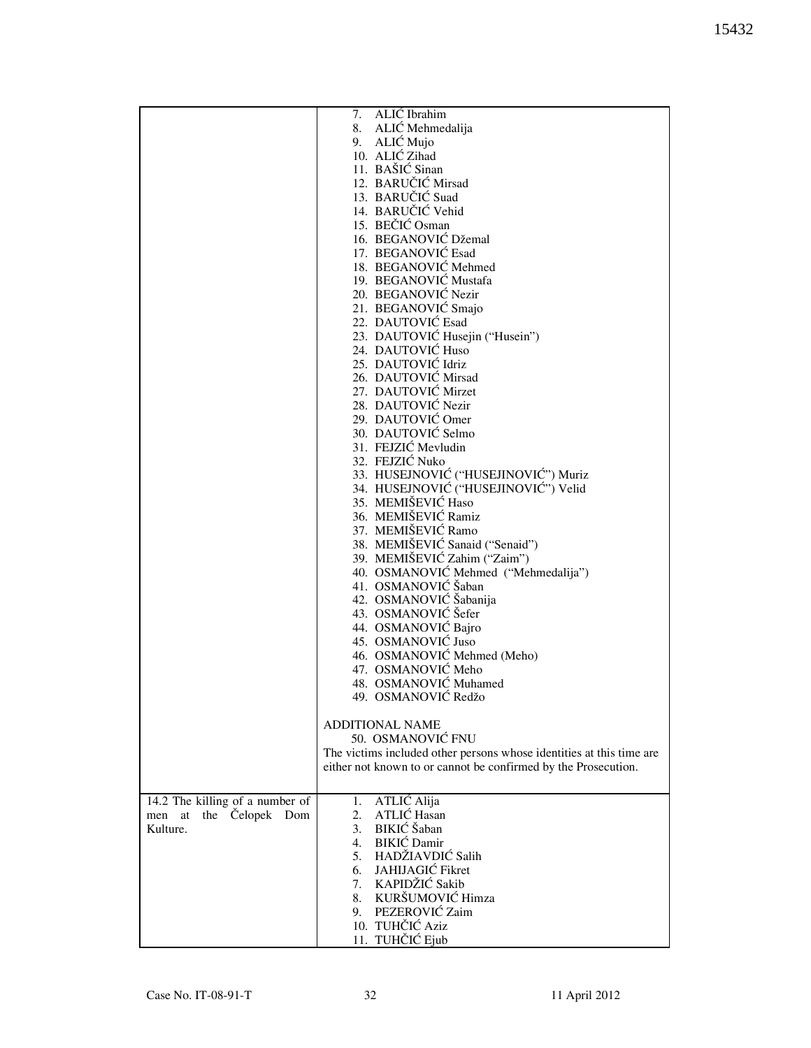| | |
|---|---|
| | 7. ALIĆ Ibrahim<br>8. ALIĆ Mehmedalija<br>9. ALIĆ Mujo<br>10. ALIĆ Zihad<br>11. BAŠIĆ Sinan<br>12. BARUČIĆ Mirsad<br>13. BARUČIĆ Suad<br>14. BARUČIĆ Vehid<br>15. BEČIĆ Osman<br>16. BEGANOVIĆ Džemal<br>17. BEGANOVIĆ Esad<br>18. BEGANOVIĆ Mehmed<br>19. BEGANOVIĆ Mustafa<br>20. BEGANOVIĆ Nezir<br>21. BEGANOVIĆ Smajo<br>22. DAUTOVIĆ Esad<br>23. DAUTOVIĆ Husejin ("Husein")<br>24. DAUTOVIĆ Huso<br>25. DAUTOVIĆ Idriz<br>26. DAUTOVIĆ Mirsad<br>27. DAUTOVIĆ Mirzet<br>28. DAUTOVIĆ Nezir<br>29. DAUTOVIĆ Omer<br>30. DAUTOVIĆ Selmo<br>31. FEJZIĆ Mevludin<br>32. FEJZIĆ Nuko<br>33. HUSEJNOVIĆ ("HUSEJINOVIĆ") Muriz<br>34. HUSEJNOVIĆ ("HUSEJINOVIĆ") Velid<br>35. MEMIŠEVIĆ Haso<br>36. MEMIŠEVIĆ Ramiz<br>37. MEMIŠEVIĆ Ramo<br>38. MEMIŠEVIĆ Sanaid ("Senaid")<br>39. MEMIŠEVIĆ Zahim ("Zaim")<br>40. OSMANOVIĆ Mehmed ("Mehmedalija")<br>41. OSMANOVIĆ Šaban<br>42. OSMANOVIĆ Šabanija<br>43. OSMANOVIĆ Šefer<br>44. OSMANOVIĆ Bajro<br>45. OSMANOVIĆ Juso<br>46. OSMANOVIĆ Mehmed (Meho)<br>47. OSMANOVIĆ Meho<br>48. OSMANOVIĆ Muhamed<br>49. OSMANOVIĆ Redžo<br><br>ADDITIONAL NAME<br>50. OSMANOVIĆ FNU<br>The victims included other persons whose identities at this time are either not known to or cannot be confirmed by the Prosecution. |
| 14.2 The killing of a number of men at the Čelopek Dom Kulture. | 1. ATLIĆ Alija<br>2. ATLIĆ Hasan<br>3. BIKIĆ Šaban<br>4. BIKIĆ Damir<br>5. HADŽIAVDIĆ Salih<br>6. JAHIJAGIĆ Fikret<br>7. KAPIDŽIĆ Sakib<br>8. KURŠUMOVIĆ Himza<br>9. PEZEROVIĆ Zaim<br>10. TUHČIĆ Aziz<br>11. TUHČIĆ Ejub |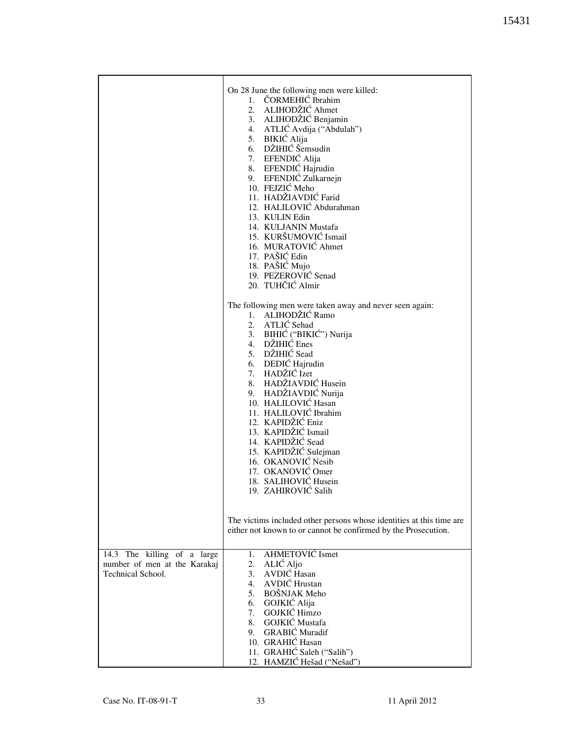| | |
|---|---|
| | On 28 June the following men were killed:<br>1. ČORMEHIĆ Ibrahim<br>2. ALIHODŽIĆ Ahmet<br>3. ALIHODŽIĆ Benjamin<br>4. ATLIĆ Avdija ("Abdulah")<br>5. BIKIĆ Alija<br>6. DŽIHIĆ Šemsudin<br>7. EFENDIĆ Alija<br>8. EFENDIĆ Hajrudin<br>9. EFENDIĆ Zulkarnejn<br>10. FEJZIĆ Meho<br>11. HADŽIAVDIĆ Farid<br>12. HALILOVIĆ Abdurahman<br>13. KULIN Edin<br>14. KULJANIN Mustafa<br>15. KURŠUMOVIĆ Ismail<br>16. MURATOVIĆ Ahmet<br>17. PAŠIĆ Edin<br>18. PAŠIĆ Mujo<br>19. PEZEROVIĆ Senad<br>20. TUHČIĆ Almir<br><br>The following men were taken away and never seen again:<br>1. ALIHODŽIĆ Ramo<br>2. ATLIĆ Sehad<br>3. BIHIĆ ("BIKIĆ") Nurija<br>4. DŽIHIĆ Enes<br>5. DŽIHIĆ Sead<br>6. DEDIĆ Hajrudin<br>7. HADŽIĆ Izet<br>8. HADŽIAVDIĆ Husein<br>9. HADŽIAVDIĆ Nurija<br>10. HALILOVIĆ Hasan<br>11. HALILOVIĆ Ibrahim<br>12. KAPIDŽIĆ Eniz<br>13. KAPIDŽIĆ Ismail<br>14. KAPIDŽIĆ Sead<br>15. KAPIDŽIĆ Sulejman<br>16. OKANOVIĆ Nesib<br>17. OKANOVIĆ Omer<br>18. SALIHOVIĆ Husein<br>19. ZAHIROVIĆ Salih<br><br>The victims included other persons whose identities at this time are either not known to or cannot be confirmed by the Prosecution. |
| 14.3 The killing of a large number of men at the Karakaj Technical School. | 1. AHMETOVIĆ Ismet<br>2. ALIĆ Aljo<br>3. AVDIĆ Hasan<br>4. AVDIĆ Hrustan<br>5. BOŠNJAK Meho<br>6. GOJKIĆ Alija<br>7. GOJKIĆ Himzo<br>8. GOJKIĆ Mustafa<br>9. GRABIĆ Muradif<br>10. GRAHIĆ Hasan<br>11. GRAHIĆ Saleh ("Salih")<br>12. HAMZIĆ Hešad ("Nešad") |

Case No. IT-08-91-T 11 April 2012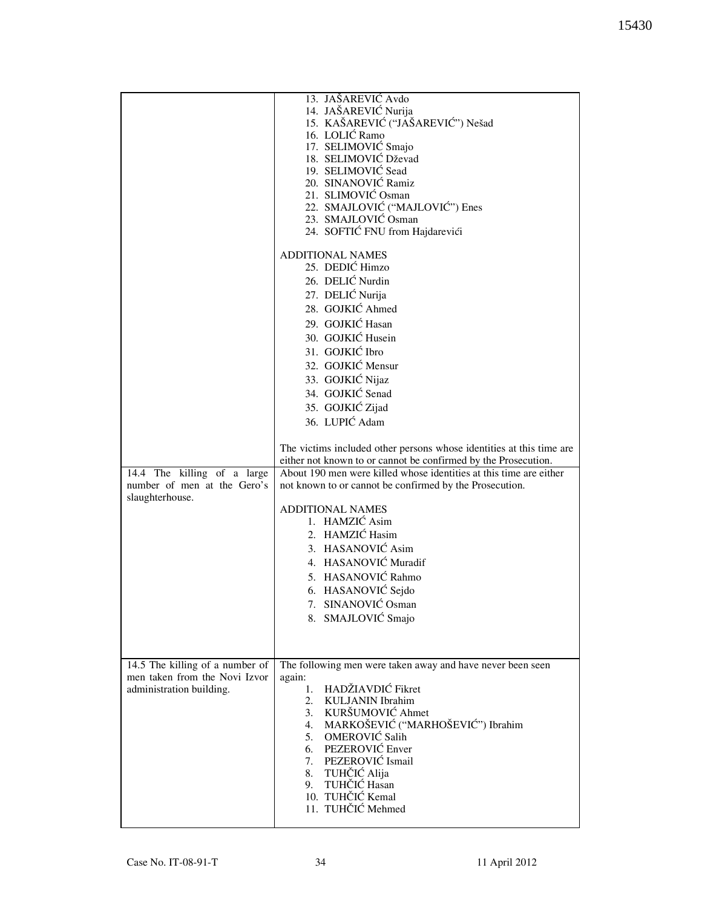| | |
|---|---|
| | 13. JAŠAREVIĆ Avdo<br>14. JAŠAREVIĆ Nurija<br>15. KAŠAREVIĆ ("JAŠAREVIĆ") Nešad<br>16. LOLIĆ Ramo<br>17. SELIMOVIĆ Smajo<br>18. SELIMOVIĆ Dževad<br>19. SELIMOVIĆ Sead<br>20. SINANOVIĆ Ramiz<br>21. SLIMOVIĆ Osman<br>22. SMAJLOVIĆ ("MAJLOVIĆ") Enes<br>23. SMAJLOVIĆ Osman<br>24. SOFTIĆ FNU from Hajdarevići<br><br>ADDITIONAL NAMES<br>25. DEDIĆ Himzo<br>26. DELIĆ Nurdin<br>27. DELIĆ Nurija<br>28. GOJKIĆ Ahmed<br>29. GOJKIĆ Hasan<br>30. GOJKIĆ Husein<br>31. GOJKIĆ Ibro<br>32. GOJKIĆ Mensur<br>33. GOJKIĆ Nijaz<br>34. GOJKIĆ Senad<br>35. GOJKIĆ Zijad<br>36. LUPIĆ Adam<br><br>The victims included other persons whose identities at this time are either not known to or cannot be confirmed by the Prosecution. |
| 14.4 The killing of a large number of men at the Gero's slaughterhouse. | About 190 men were killed whose identities at this time are either not known to or cannot be confirmed by the Prosecution.<br><br>ADDITIONAL NAMES<br>1. HAMZIĆ Asim<br>2. HAMZIĆ Hasim<br>3. HASANOVIĆ Asim<br>4. HASANOVIĆ Muradif<br>5. HASANOVIĆ Rahmo<br>6. HASANOVIĆ Sejdo<br>7. SINANOVIĆ Osman<br>8. SMAJLOVIĆ Smajo |
| 14.5 The killing of a number of men taken from the Novi Izvor administration building. | The following men were taken away and have never been seen again:<br>1. HADŽIAVDIĆ Fikret<br>2. KULJANIN Ibrahim<br>3. KURŠUMOVIĆ Ahmet<br>4. MARKOŠEVIĆ ("MARHOŠEVIĆ") Ibrahim<br>5. OMEROVIĆ Salih<br>6. PEZEROVIĆ Enver<br>7. PEZEROVIĆ Ismail<br>8. TUHČIĆ Alija<br>9. TUHČIĆ Hasan<br>10. TUHČIĆ Kemal<br>11. TUHČIĆ Mehmed |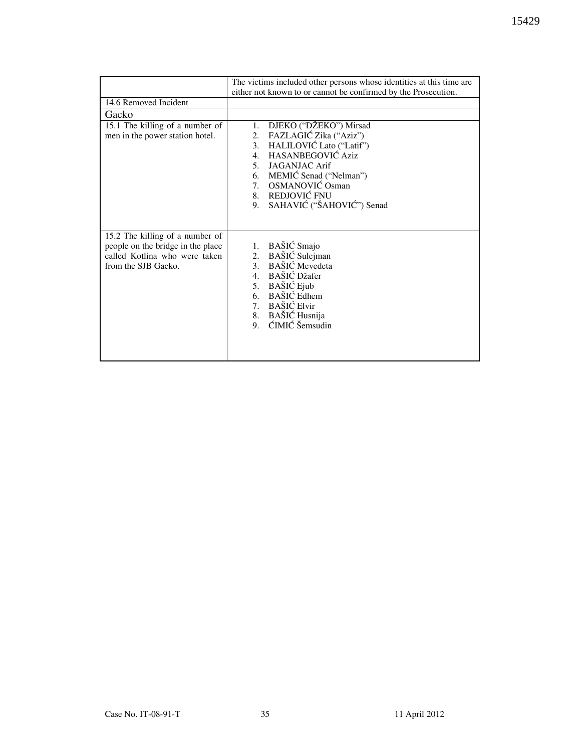| | |
|---|---|
| | The victims included other persons whose identities at this time are either not known to or cannot be confirmed by the Prosecution. |
| 14.6 Removed Incident | |
| Gacko | |
| 15.1 The killing of a number of men in the power station hotel. | 1. DJEKO ("DŽEKO") Mirsad<br>2. FAZLAGIĆ Zika ("Aziz")<br>3. HALILOVIĆ Lato ("Latif")<br>4. HASANBEGOVIĆ Aziz<br>5. JAGANJAC Arif<br>6. MEMIĆ Senad ("Nelman")<br>7. OSMANOVIĆ Osman<br>8. REDJOVIĆ FNU<br>9. SAHAVIĆ ("ŠAHOVIĆ") Senad |
| 15.2 The killing of a number of people on the bridge in the place called Kotlina who were taken from the SJB Gacko. | 1. BAŠIĆ Smajo<br>2. BAŠIĆ Sulejman<br>3. BAŠIĆ Mevedeta<br>4. BAŠIĆ Džafer<br>5. BAŠIĆ Ejub<br>6. BAŠIĆ Edhem<br>7. BAŠIĆ Elvir<br>8. BAŠIĆ Husnija<br>9. ĆIMIĆ Šemsudin |